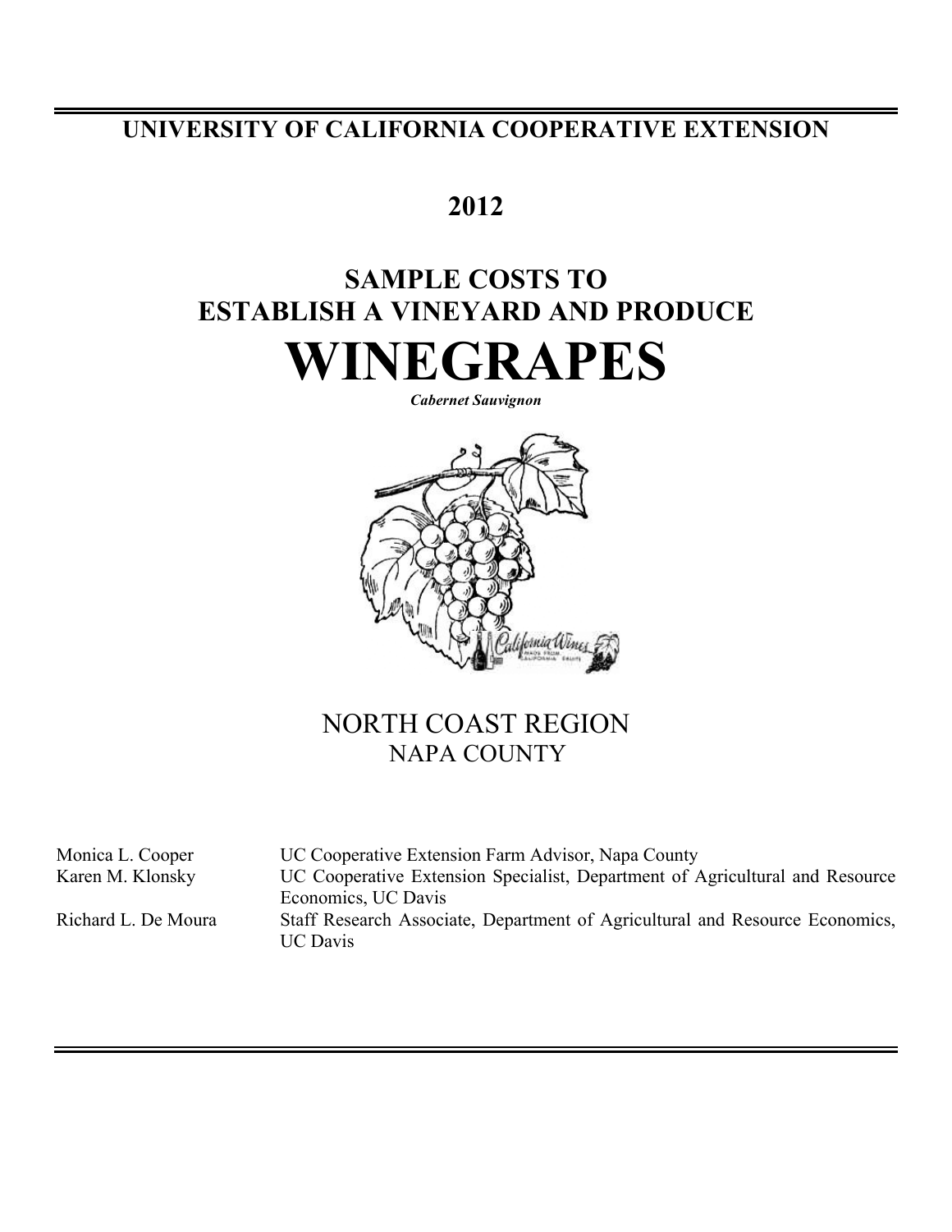# UNIVERSITY OF CALIFORNIA COOPERATIVE EXTENSION

## 2012

# SAMPLE COSTS TO ESTABLISH A VINEYARD AND PRODUCE

# WINEGRAPES

***Cabernet Sauvignon***

## NORTH COAST REGION

### NAPA COUNTY

| | |
|---|---|
| Monica L. Cooper | UC Cooperative Extension Farm Advisor, Napa County |
| Karen M. Klonsky | UC Cooperative Extension Specialist, Department of Agricultural and Resource Economics, UC Davis |
| Richard L. De Moura | Staff Research Associate, Department of Agricultural and Resource Economics, UC Davis |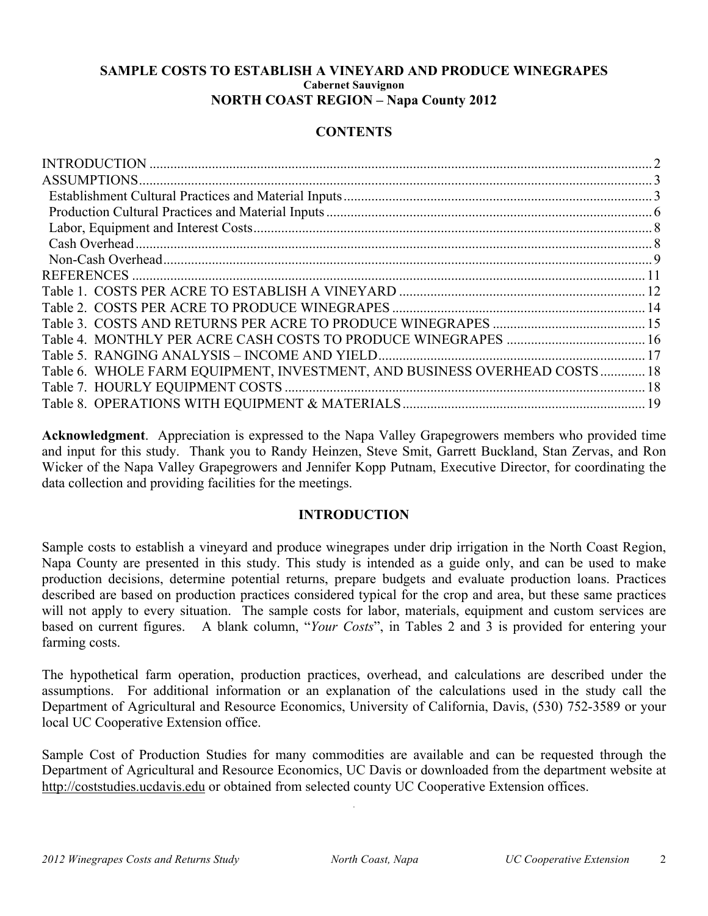**SAMPLE COSTS TO ESTABLISH A VINEYARD AND PRODUCE WINEGRAPES**

**Cabernet Sauvignon**

**NORTH COAST REGION – Napa County 2012**

## CONTENTS

INTRODUCTION ........ 2
ASSUMPTIONS ........ 3
- Establishment Cultural Practices and Material Inputs ........ 3
- Production Cultural Practices and Material Inputs ........ 6
- Labor, Equipment and Interest Costs ........ 8
- Cash Overhead ........ 8
- Non-Cash Overhead ........ 9

REFERENCES ........ 11
Table 1. COSTS PER ACRE TO ESTABLISH A VINEYARD ........ 12
Table 2. COSTS PER ACRE TO PRODUCE WINEGRAPES ........ 14
Table 3. COSTS AND RETURNS PER ACRE TO PRODUCE WINEGRAPES ........ 15
Table 4. MONTHLY PER ACRE CASH COSTS TO PRODUCE WINEGRAPES ........ 16
Table 5. RANGING ANALYSIS – INCOME AND YIELD ........ 17
Table 6. WHOLE FARM EQUIPMENT, INVESTMENT, AND BUSINESS OVERHEAD COSTS ........ 18
Table 7. HOURLY EQUIPMENT COSTS ........ 18
Table 8. OPERATIONS WITH EQUIPMENT & MATERIALS ........ 19

**Acknowledgment**. Appreciation is expressed to the Napa Valley Grapegrowers members who provided time and input for this study. Thank you to Randy Heinzen, Steve Smit, Garrett Buckland, Stan Zervas, and Ron Wicker of the Napa Valley Grapegrowers and Jennifer Kopp Putnam, Executive Director, for coordinating the data collection and providing facilities for the meetings.

## INTRODUCTION

Sample costs to establish a vineyard and produce winegrapes under drip irrigation in the North Coast Region, Napa County are presented in this study. This study is intended as a guide only, and can be used to make production decisions, determine potential returns, prepare budgets and evaluate production loans. Practices described are based on production practices considered typical for the crop and area, but these same practices will not apply to every situation. The sample costs for labor, materials, equipment and custom services are based on current figures. A blank column, "*Your Costs*", in Tables 2 and 3 is provided for entering your farming costs.

The hypothetical farm operation, production practices, overhead, and calculations are described under the assumptions. For additional information or an explanation of the calculations used in the study call the Department of Agricultural and Resource Economics, University of California, Davis, (530) 752-3589 or your local UC Cooperative Extension office.

Sample Cost of Production Studies for many commodities are available and can be requested through the Department of Agricultural and Resource Economics, UC Davis or downloaded from the department website at http://coststudies.ucdavis.edu or obtained from selected county UC Cooperative Extension offices.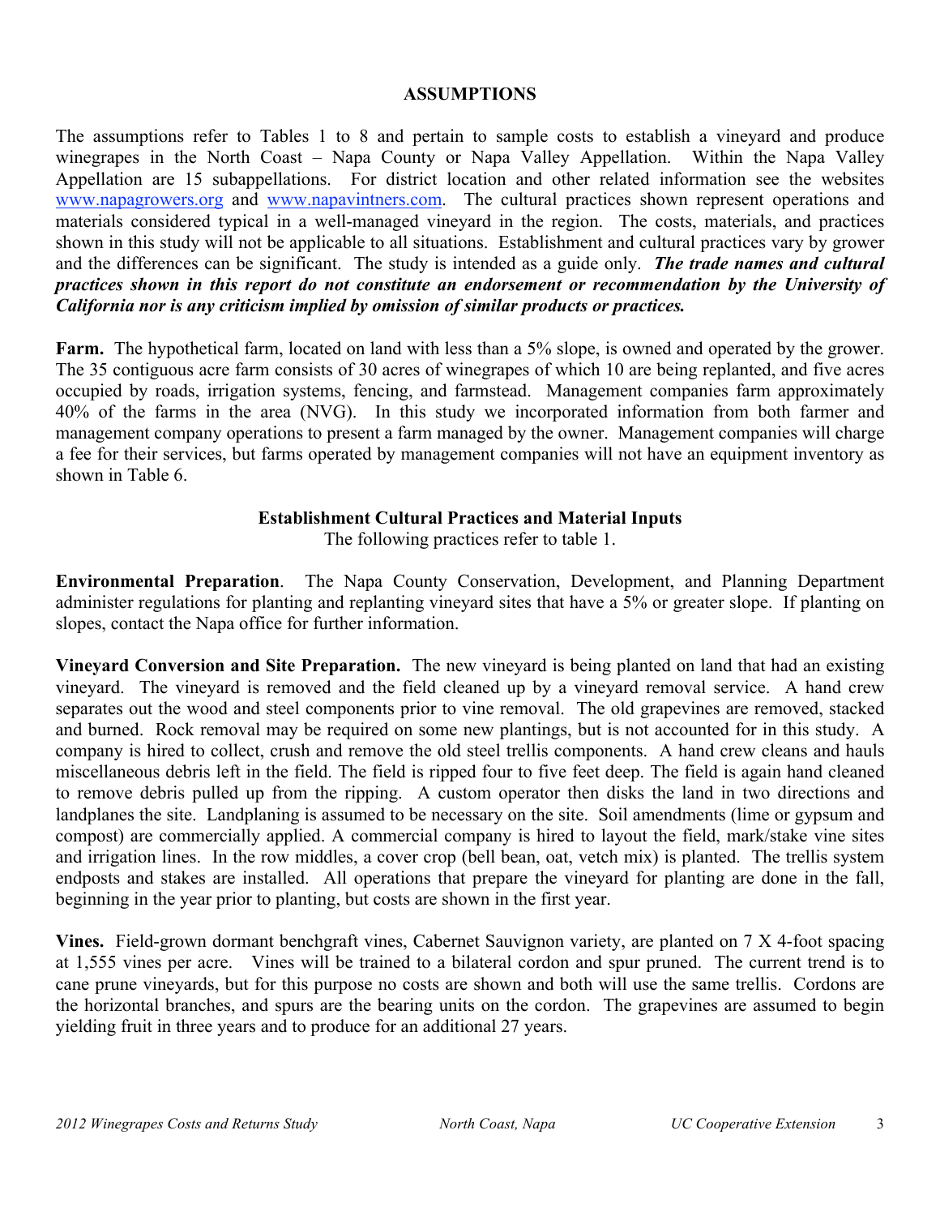## ASSUMPTIONS

The assumptions refer to Tables 1 to 8 and pertain to sample costs to establish a vineyard and produce winegrapes in the North Coast – Napa County or Napa Valley Appellation. Within the Napa Valley Appellation are 15 subappellations. For district location and other related information see the websites www.napagrowers.org and www.napavintners.com. The cultural practices shown represent operations and materials considered typical in a well-managed vineyard in the region. The costs, materials, and practices shown in this study will not be applicable to all situations. Establishment and cultural practices vary by grower and the differences can be significant. The study is intended as a guide only. ***The trade names and cultural practices shown in this report do not constitute an endorsement or recommendation by the University of California nor is any criticism implied by omission of similar products or practices.***

**Farm.** The hypothetical farm, located on land with less than a 5% slope, is owned and operated by the grower. The 35 contiguous acre farm consists of 30 acres of winegrapes of which 10 are being replanted, and five acres occupied by roads, irrigation systems, fencing, and farmstead. Management companies farm approximately 40% of the farms in the area (NVG). In this study we incorporated information from both farmer and management company operations to present a farm managed by the owner. Management companies will charge a fee for their services, but farms operated by management companies will not have an equipment inventory as shown in Table 6.

### Establishment Cultural Practices and Material Inputs

The following practices refer to table 1.

**Environmental Preparation**. The Napa County Conservation, Development, and Planning Department administer regulations for planting and replanting vineyard sites that have a 5% or greater slope. If planting on slopes, contact the Napa office for further information.

**Vineyard Conversion and Site Preparation.** The new vineyard is being planted on land that had an existing vineyard. The vineyard is removed and the field cleaned up by a vineyard removal service. A hand crew separates out the wood and steel components prior to vine removal. The old grapevines are removed, stacked and burned. Rock removal may be required on some new plantings, but is not accounted for in this study. A company is hired to collect, crush and remove the old steel trellis components. A hand crew cleans and hauls miscellaneous debris left in the field. The field is ripped four to five feet deep. The field is again hand cleaned to remove debris pulled up from the ripping. A custom operator then disks the land in two directions and landplanes the site. Landplaning is assumed to be necessary on the site. Soil amendments (lime or gypsum and compost) are commercially applied. A commercial company is hired to layout the field, mark/stake vine sites and irrigation lines. In the row middles, a cover crop (bell bean, oat, vetch mix) is planted. The trellis system endposts and stakes are installed. All operations that prepare the vineyard for planting are done in the fall, beginning in the year prior to planting, but costs are shown in the first year.

**Vines.** Field-grown dormant benchgraft vines, Cabernet Sauvignon variety, are planted on 7 X 4-foot spacing at 1,555 vines per acre. Vines will be trained to a bilateral cordon and spur pruned. The current trend is to cane prune vineyards, but for this purpose no costs are shown and both will use the same trellis. Cordons are the horizontal branches, and spurs are the bearing units on the cordon. The grapevines are assumed to begin yielding fruit in three years and to produce for an additional 27 years.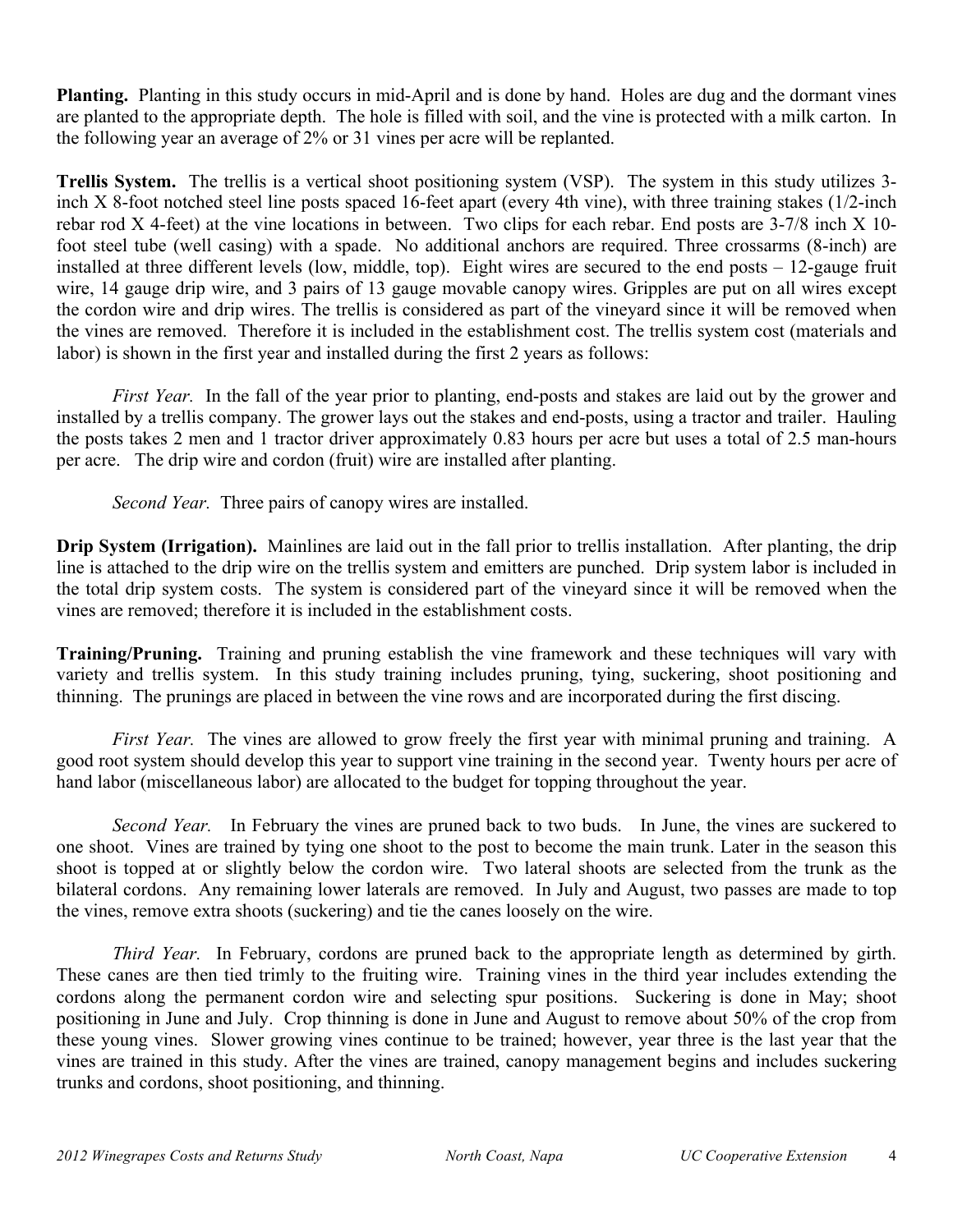**Planting.** Planting in this study occurs in mid-April and is done by hand. Holes are dug and the dormant vines are planted to the appropriate depth. The hole is filled with soil, and the vine is protected with a milk carton. In the following year an average of 2% or 31 vines per acre will be replanted.

**Trellis System.** The trellis is a vertical shoot positioning system (VSP). The system in this study utilizes 3-inch X 8-foot notched steel line posts spaced 16-feet apart (every 4th vine), with three training stakes (1/2-inch rebar rod X 4-feet) at the vine locations in between. Two clips for each rebar. End posts are 3-7/8 inch X 10-foot steel tube (well casing) with a spade. No additional anchors are required. Three crossarms (8-inch) are installed at three different levels (low, middle, top). Eight wires are secured to the end posts – 12-gauge fruit wire, 14 gauge drip wire, and 3 pairs of 13 gauge movable canopy wires. Gripples are put on all wires except the cordon wire and drip wires. The trellis is considered as part of the vineyard since it will be removed when the vines are removed. Therefore it is included in the establishment cost. The trellis system cost (materials and labor) is shown in the first year and installed during the first 2 years as follows:

*First Year.* In the fall of the year prior to planting, end-posts and stakes are laid out by the grower and installed by a trellis company. The grower lays out the stakes and end-posts, using a tractor and trailer. Hauling the posts takes 2 men and 1 tractor driver approximately 0.83 hours per acre but uses a total of 2.5 man-hours per acre. The drip wire and cordon (fruit) wire are installed after planting.

*Second Year.* Three pairs of canopy wires are installed.

**Drip System (Irrigation).** Mainlines are laid out in the fall prior to trellis installation. After planting, the drip line is attached to the drip wire on the trellis system and emitters are punched. Drip system labor is included in the total drip system costs. The system is considered part of the vineyard since it will be removed when the vines are removed; therefore it is included in the establishment costs.

**Training/Pruning.** Training and pruning establish the vine framework and these techniques will vary with variety and trellis system. In this study training includes pruning, tying, suckering, shoot positioning and thinning. The prunings are placed in between the vine rows and are incorporated during the first discing.

*First Year.* The vines are allowed to grow freely the first year with minimal pruning and training. A good root system should develop this year to support vine training in the second year. Twenty hours per acre of hand labor (miscellaneous labor) are allocated to the budget for topping throughout the year.

*Second Year.* In February the vines are pruned back to two buds. In June, the vines are suckered to one shoot. Vines are trained by tying one shoot to the post to become the main trunk. Later in the season this shoot is topped at or slightly below the cordon wire. Two lateral shoots are selected from the trunk as the bilateral cordons. Any remaining lower laterals are removed. In July and August, two passes are made to top the vines, remove extra shoots (suckering) and tie the canes loosely on the wire.

*Third Year.* In February, cordons are pruned back to the appropriate length as determined by girth. These canes are then tied trimly to the fruiting wire. Training vines in the third year includes extending the cordons along the permanent cordon wire and selecting spur positions. Suckering is done in May; shoot positioning in June and July. Crop thinning is done in June and August to remove about 50% of the crop from these young vines. Slower growing vines continue to be trained; however, year three is the last year that the vines are trained in this study. After the vines are trained, canopy management begins and includes suckering trunks and cordons, shoot positioning, and thinning.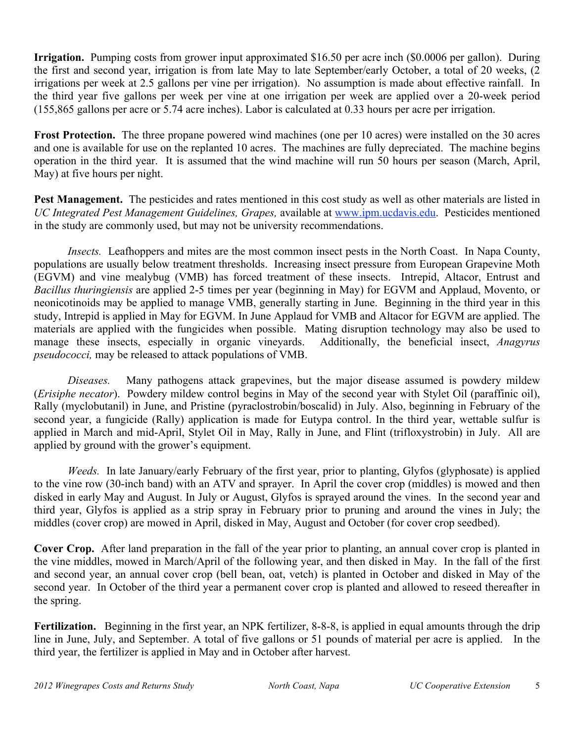**Irrigation.** Pumping costs from grower input approximated $16.50 per acre inch ($0.0006 per gallon). During the first and second year, irrigation is from late May to late September/early October, a total of 20 weeks, (2 irrigations per week at 2.5 gallons per vine per irrigation). No assumption is made about effective rainfall. In the third year five gallons per week per vine at one irrigation per week are applied over a 20-week period (155,865 gallons per acre or 5.74 acre inches). Labor is calculated at 0.33 hours per acre per irrigation.

**Frost Protection.** The three propane powered wind machines (one per 10 acres) were installed on the 30 acres and one is available for use on the replanted 10 acres. The machines are fully depreciated. The machine begins operation in the third year. It is assumed that the wind machine will run 50 hours per season (March, April, May) at five hours per night.

**Pest Management.** The pesticides and rates mentioned in this cost study as well as other materials are listed in *UC Integrated Pest Management Guidelines, Grapes,* available at www.ipm.ucdavis.edu. Pesticides mentioned in the study are commonly used, but may not be university recommendations.

*Insects.* Leafhoppers and mites are the most common insect pests in the North Coast. In Napa County, populations are usually below treatment thresholds. Increasing insect pressure from European Grapevine Moth (EGVM) and vine mealybug (VMB) has forced treatment of these insects. Intrepid, Altacor, Entrust and *Bacillus thuringiensis* are applied 2-5 times per year (beginning in May) for EGVM and Applaud, Movento, or neonicotinoids may be applied to manage VMB, generally starting in June. Beginning in the third year in this study, Intrepid is applied in May for EGVM. In June Applaud for VMB and Altacor for EGVM are applied. The materials are applied with the fungicides when possible. Mating disruption technology may also be used to manage these insects, especially in organic vineyards. Additionally, the beneficial insect, *Anagyrus pseudococci,* may be released to attack populations of VMB.

*Diseases.* Many pathogens attack grapevines, but the major disease assumed is powdery mildew (*Erisiphe necator*). Powdery mildew control begins in May of the second year with Stylet Oil (paraffinic oil), Rally (myclobutanil) in June, and Pristine (pyraclostrobin/boscalid) in July. Also, beginning in February of the second year, a fungicide (Rally) application is made for Eutypa control. In the third year, wettable sulfur is applied in March and mid-April, Stylet Oil in May, Rally in June, and Flint (trifloxystrobin) in July. All are applied by ground with the grower's equipment.

*Weeds.* In late January/early February of the first year, prior to planting, Glyfos (glyphosate) is applied to the vine row (30-inch band) with an ATV and sprayer. In April the cover crop (middles) is mowed and then disked in early May and August. In July or August, Glyfos is sprayed around the vines. In the second year and third year, Glyfos is applied as a strip spray in February prior to pruning and around the vines in July; the middles (cover crop) are mowed in April, disked in May, August and October (for cover crop seedbed).

**Cover Crop.** After land preparation in the fall of the year prior to planting, an annual cover crop is planted in the vine middles, mowed in March/April of the following year, and then disked in May. In the fall of the first and second year, an annual cover crop (bell bean, oat, vetch) is planted in October and disked in May of the second year. In October of the third year a permanent cover crop is planted and allowed to reseed thereafter in the spring.

**Fertilization.** Beginning in the first year, an NPK fertilizer, 8-8-8, is applied in equal amounts through the drip line in June, July, and September. A total of five gallons or 51 pounds of material per acre is applied. In the third year, the fertilizer is applied in May and in October after harvest.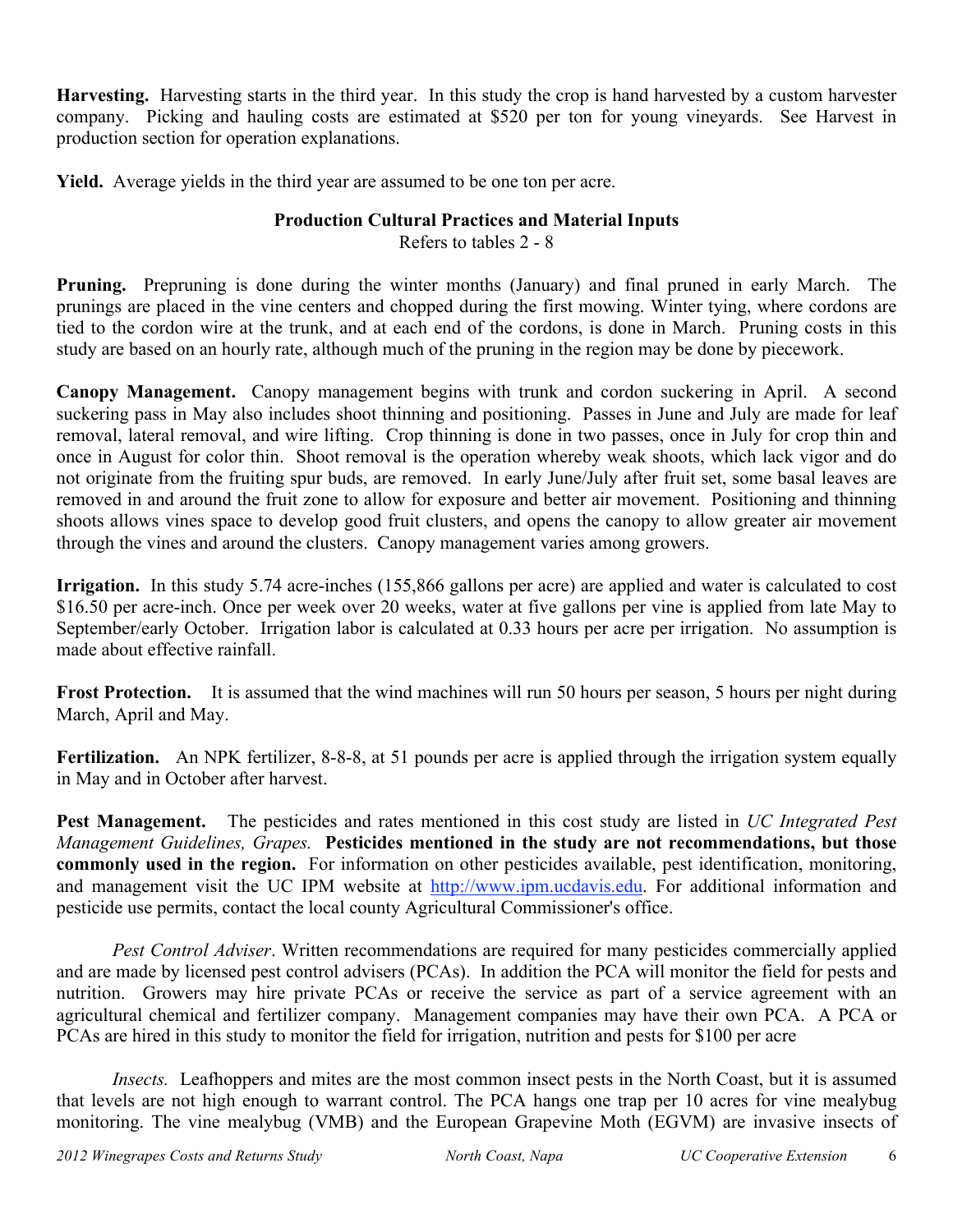**Harvesting.** Harvesting starts in the third year. In this study the crop is hand harvested by a custom harvester company. Picking and hauling costs are estimated at $520 per ton for young vineyards. See Harvest in production section for operation explanations.

**Yield.** Average yields in the third year are assumed to be one ton per acre.

## Production Cultural Practices and Material Inputs

Refers to tables 2 - 8

**Pruning.** Prepruning is done during the winter months (January) and final pruned in early March. The prunings are placed in the vine centers and chopped during the first mowing. Winter tying, where cordons are tied to the cordon wire at the trunk, and at each end of the cordons, is done in March. Pruning costs in this study are based on an hourly rate, although much of the pruning in the region may be done by piecework.

**Canopy Management.** Canopy management begins with trunk and cordon suckering in April. A second suckering pass in May also includes shoot thinning and positioning. Passes in June and July are made for leaf removal, lateral removal, and wire lifting. Crop thinning is done in two passes, once in July for crop thin and once in August for color thin. Shoot removal is the operation whereby weak shoots, which lack vigor and do not originate from the fruiting spur buds, are removed. In early June/July after fruit set, some basal leaves are removed in and around the fruit zone to allow for exposure and better air movement. Positioning and thinning shoots allows vines space to develop good fruit clusters, and opens the canopy to allow greater air movement through the vines and around the clusters. Canopy management varies among growers.

**Irrigation.** In this study 5.74 acre-inches (155,866 gallons per acre) are applied and water is calculated to cost $16.50 per acre-inch. Once per week over 20 weeks, water at five gallons per vine is applied from late May to September/early October. Irrigation labor is calculated at 0.33 hours per acre per irrigation. No assumption is made about effective rainfall.

**Frost Protection.** It is assumed that the wind machines will run 50 hours per season, 5 hours per night during March, April and May.

**Fertilization.** An NPK fertilizer, 8-8-8, at 51 pounds per acre is applied through the irrigation system equally in May and in October after harvest.

**Pest Management.** The pesticides and rates mentioned in this cost study are listed in *UC Integrated Pest Management Guidelines, Grapes.* **Pesticides mentioned in the study are not recommendations, but those commonly used in the region.** For information on other pesticides available, pest identification, monitoring, and management visit the UC IPM website at http://www.ipm.ucdavis.edu. For additional information and pesticide use permits, contact the local county Agricultural Commissioner's office.

*Pest Control Adviser*. Written recommendations are required for many pesticides commercially applied and are made by licensed pest control advisers (PCAs). In addition the PCA will monitor the field for pests and nutrition. Growers may hire private PCAs or receive the service as part of a service agreement with an agricultural chemical and fertilizer company. Management companies may have their own PCA. A PCA or PCAs are hired in this study to monitor the field for irrigation, nutrition and pests for $100 per acre

*Insects.* Leafhoppers and mites are the most common insect pests in the North Coast, but it is assumed that levels are not high enough to warrant control. The PCA hangs one trap per 10 acres for vine mealybug monitoring. The vine mealybug (VMB) and the European Grapevine Moth (EGVM) are invasive insects of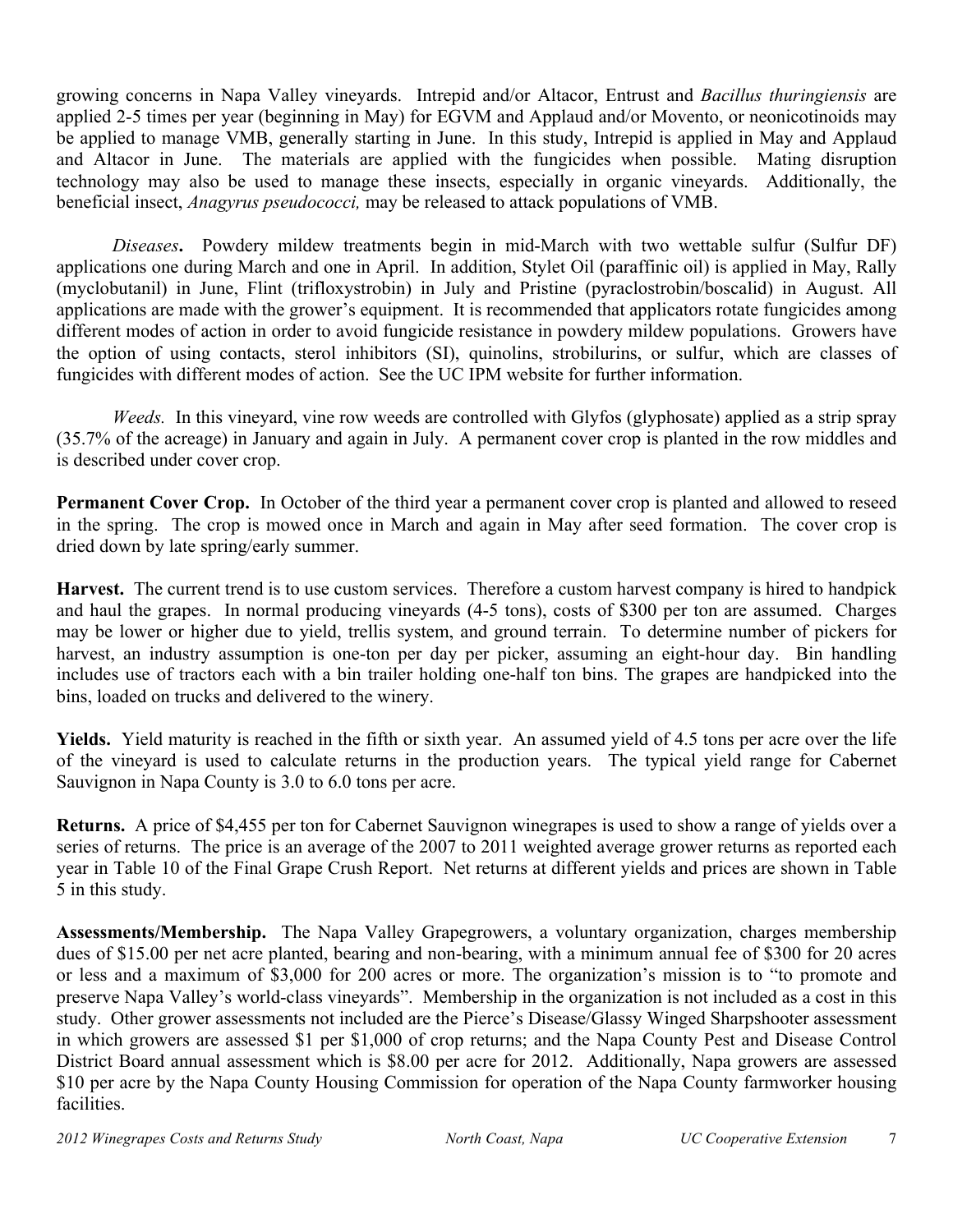growing concerns in Napa Valley vineyards. Intrepid and/or Altacor, Entrust and *Bacillus thuringiensis* are applied 2-5 times per year (beginning in May) for EGVM and Applaud and/or Movento, or neonicotinoids may be applied to manage VMB, generally starting in June. In this study, Intrepid is applied in May and Applaud and Altacor in June. The materials are applied with the fungicides when possible. Mating disruption technology may also be used to manage these insects, especially in organic vineyards. Additionally, the beneficial insect, *Anagyrus pseudococci,* may be released to attack populations of VMB.

*Diseases***.** Powdery mildew treatments begin in mid-March with two wettable sulfur (Sulfur DF) applications one during March and one in April. In addition, Stylet Oil (paraffinic oil) is applied in May, Rally (myclobutanil) in June, Flint (trifloxystrobin) in July and Pristine (pyraclostrobin/boscalid) in August. All applications are made with the grower's equipment. It is recommended that applicators rotate fungicides among different modes of action in order to avoid fungicide resistance in powdery mildew populations. Growers have the option of using contacts, sterol inhibitors (SI), quinolins, strobilurins, or sulfur, which are classes of fungicides with different modes of action. See the UC IPM website for further information.

*Weeds.* In this vineyard, vine row weeds are controlled with Glyfos (glyphosate) applied as a strip spray (35.7% of the acreage) in January and again in July. A permanent cover crop is planted in the row middles and is described under cover crop.

**Permanent Cover Crop.** In October of the third year a permanent cover crop is planted and allowed to reseed in the spring. The crop is mowed once in March and again in May after seed formation. The cover crop is dried down by late spring/early summer.

**Harvest.** The current trend is to use custom services. Therefore a custom harvest company is hired to handpick and haul the grapes. In normal producing vineyards (4-5 tons), costs of $300 per ton are assumed. Charges may be lower or higher due to yield, trellis system, and ground terrain. To determine number of pickers for harvest, an industry assumption is one-ton per day per picker, assuming an eight-hour day. Bin handling includes use of tractors each with a bin trailer holding one-half ton bins. The grapes are handpicked into the bins, loaded on trucks and delivered to the winery.

**Yields.** Yield maturity is reached in the fifth or sixth year. An assumed yield of 4.5 tons per acre over the life of the vineyard is used to calculate returns in the production years. The typical yield range for Cabernet Sauvignon in Napa County is 3.0 to 6.0 tons per acre.

**Returns.** A price of $4,455 per ton for Cabernet Sauvignon winegrapes is used to show a range of yields over a series of returns. The price is an average of the 2007 to 2011 weighted average grower returns as reported each year in Table 10 of the Final Grape Crush Report. Net returns at different yields and prices are shown in Table 5 in this study.

**Assessments/Membership.** The Napa Valley Grapegrowers, a voluntary organization, charges membership dues of $15.00 per net acre planted, bearing and non-bearing, with a minimum annual fee of $300 for 20 acres or less and a maximum of $3,000 for 200 acres or more. The organization's mission is to "to promote and preserve Napa Valley's world-class vineyards". Membership in the organization is not included as a cost in this study. Other grower assessments not included are the Pierce's Disease/Glassy Winged Sharpshooter assessment in which growers are assessed $1 per $1,000 of crop returns; and the Napa County Pest and Disease Control District Board annual assessment which is $8.00 per acre for 2012. Additionally, Napa growers are assessed $10 per acre by the Napa County Housing Commission for operation of the Napa County farmworker housing facilities.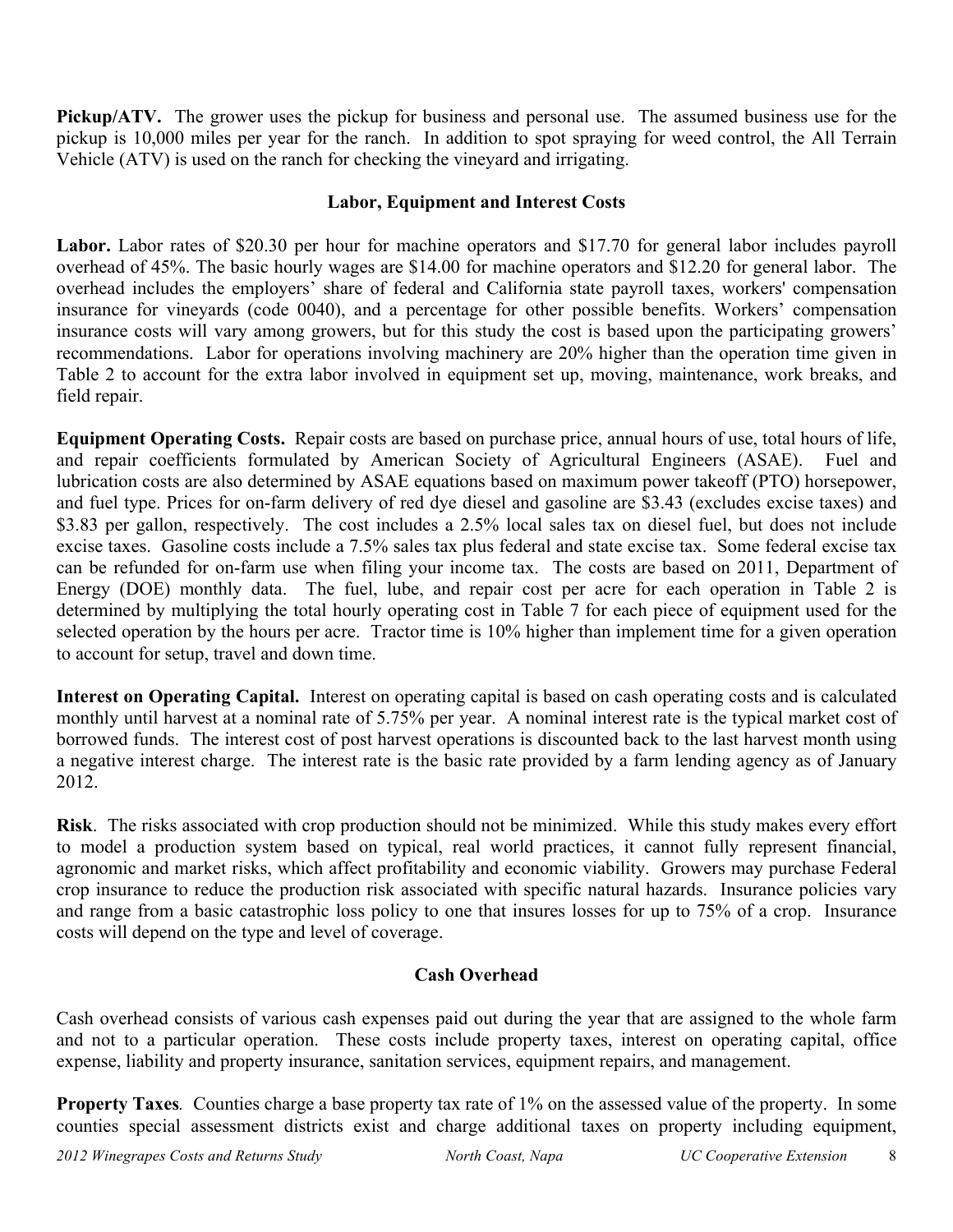**Pickup/ATV.** The grower uses the pickup for business and personal use. The assumed business use for the pickup is 10,000 miles per year for the ranch. In addition to spot spraying for weed control, the All Terrain Vehicle (ATV) is used on the ranch for checking the vineyard and irrigating.

### Labor, Equipment and Interest Costs

**Labor.** Labor rates of $20.30 per hour for machine operators and $17.70 for general labor includes payroll overhead of 45%. The basic hourly wages are $14.00 for machine operators and $12.20 for general labor. The overhead includes the employers' share of federal and California state payroll taxes, workers' compensation insurance for vineyards (code 0040), and a percentage for other possible benefits. Workers' compensation insurance costs will vary among growers, but for this study the cost is based upon the participating growers' recommendations. Labor for operations involving machinery are 20% higher than the operation time given in Table 2 to account for the extra labor involved in equipment set up, moving, maintenance, work breaks, and field repair.

**Equipment Operating Costs.** Repair costs are based on purchase price, annual hours of use, total hours of life, and repair coefficients formulated by American Society of Agricultural Engineers (ASAE). Fuel and lubrication costs are also determined by ASAE equations based on maximum power takeoff (PTO) horsepower, and fuel type. Prices for on-farm delivery of red dye diesel and gasoline are $3.43 (excludes excise taxes) and $3.83 per gallon, respectively. The cost includes a 2.5% local sales tax on diesel fuel, but does not include excise taxes. Gasoline costs include a 7.5% sales tax plus federal and state excise tax. Some federal excise tax can be refunded for on-farm use when filing your income tax. The costs are based on 2011, Department of Energy (DOE) monthly data. The fuel, lube, and repair cost per acre for each operation in Table 2 is determined by multiplying the total hourly operating cost in Table 7 for each piece of equipment used for the selected operation by the hours per acre. Tractor time is 10% higher than implement time for a given operation to account for setup, travel and down time.

**Interest on Operating Capital.** Interest on operating capital is based on cash operating costs and is calculated monthly until harvest at a nominal rate of 5.75% per year. A nominal interest rate is the typical market cost of borrowed funds. The interest cost of post harvest operations is discounted back to the last harvest month using a negative interest charge. The interest rate is the basic rate provided by a farm lending agency as of January 2012.

**Risk**. The risks associated with crop production should not be minimized. While this study makes every effort to model a production system based on typical, real world practices, it cannot fully represent financial, agronomic and market risks, which affect profitability and economic viability. Growers may purchase Federal crop insurance to reduce the production risk associated with specific natural hazards. Insurance policies vary and range from a basic catastrophic loss policy to one that insures losses for up to 75% of a crop. Insurance costs will depend on the type and level of coverage.

### Cash Overhead

Cash overhead consists of various cash expenses paid out during the year that are assigned to the whole farm and not to a particular operation. These costs include property taxes, interest on operating capital, office expense, liability and property insurance, sanitation services, equipment repairs, and management.

**Property Taxes***.* Counties charge a base property tax rate of 1% on the assessed value of the property. In some counties special assessment districts exist and charge additional taxes on property including equipment,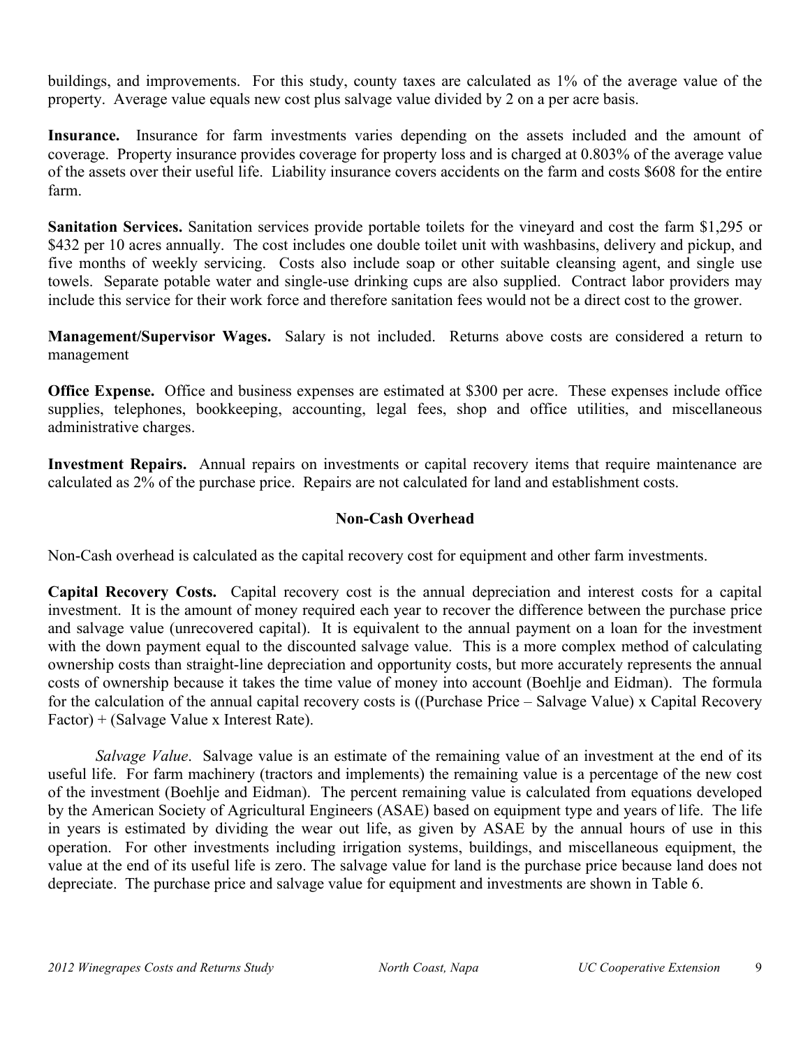buildings, and improvements. For this study, county taxes are calculated as 1% of the average value of the property. Average value equals new cost plus salvage value divided by 2 on a per acre basis.

**Insurance.** Insurance for farm investments varies depending on the assets included and the amount of coverage. Property insurance provides coverage for property loss and is charged at 0.803% of the average value of the assets over their useful life. Liability insurance covers accidents on the farm and costs $608 for the entire farm.

**Sanitation Services.** Sanitation services provide portable toilets for the vineyard and cost the farm $1,295 or $432 per 10 acres annually. The cost includes one double toilet unit with washbasins, delivery and pickup, and five months of weekly servicing. Costs also include soap or other suitable cleansing agent, and single use towels. Separate potable water and single-use drinking cups are also supplied. Contract labor providers may include this service for their work force and therefore sanitation fees would not be a direct cost to the grower.

**Management/Supervisor Wages.** Salary is not included. Returns above costs are considered a return to management

**Office Expense.** Office and business expenses are estimated at $300 per acre. These expenses include office supplies, telephones, bookkeeping, accounting, legal fees, shop and office utilities, and miscellaneous administrative charges.

**Investment Repairs.** Annual repairs on investments or capital recovery items that require maintenance are calculated as 2% of the purchase price. Repairs are not calculated for land and establishment costs.

## Non-Cash Overhead

Non-Cash overhead is calculated as the capital recovery cost for equipment and other farm investments.

**Capital Recovery Costs.** Capital recovery cost is the annual depreciation and interest costs for a capital investment. It is the amount of money required each year to recover the difference between the purchase price and salvage value (unrecovered capital). It is equivalent to the annual payment on a loan for the investment with the down payment equal to the discounted salvage value. This is a more complex method of calculating ownership costs than straight-line depreciation and opportunity costs, but more accurately represents the annual costs of ownership because it takes the time value of money into account (Boehlje and Eidman). The formula for the calculation of the annual capital recovery costs is ((Purchase Price – Salvage Value) x Capital Recovery Factor) + (Salvage Value x Interest Rate).

*Salvage Value*. Salvage value is an estimate of the remaining value of an investment at the end of its useful life. For farm machinery (tractors and implements) the remaining value is a percentage of the new cost of the investment (Boehlje and Eidman). The percent remaining value is calculated from equations developed by the American Society of Agricultural Engineers (ASAE) based on equipment type and years of life. The life in years is estimated by dividing the wear out life, as given by ASAE by the annual hours of use in this operation. For other investments including irrigation systems, buildings, and miscellaneous equipment, the value at the end of its useful life is zero. The salvage value for land is the purchase price because land does not depreciate. The purchase price and salvage value for equipment and investments are shown in Table 6.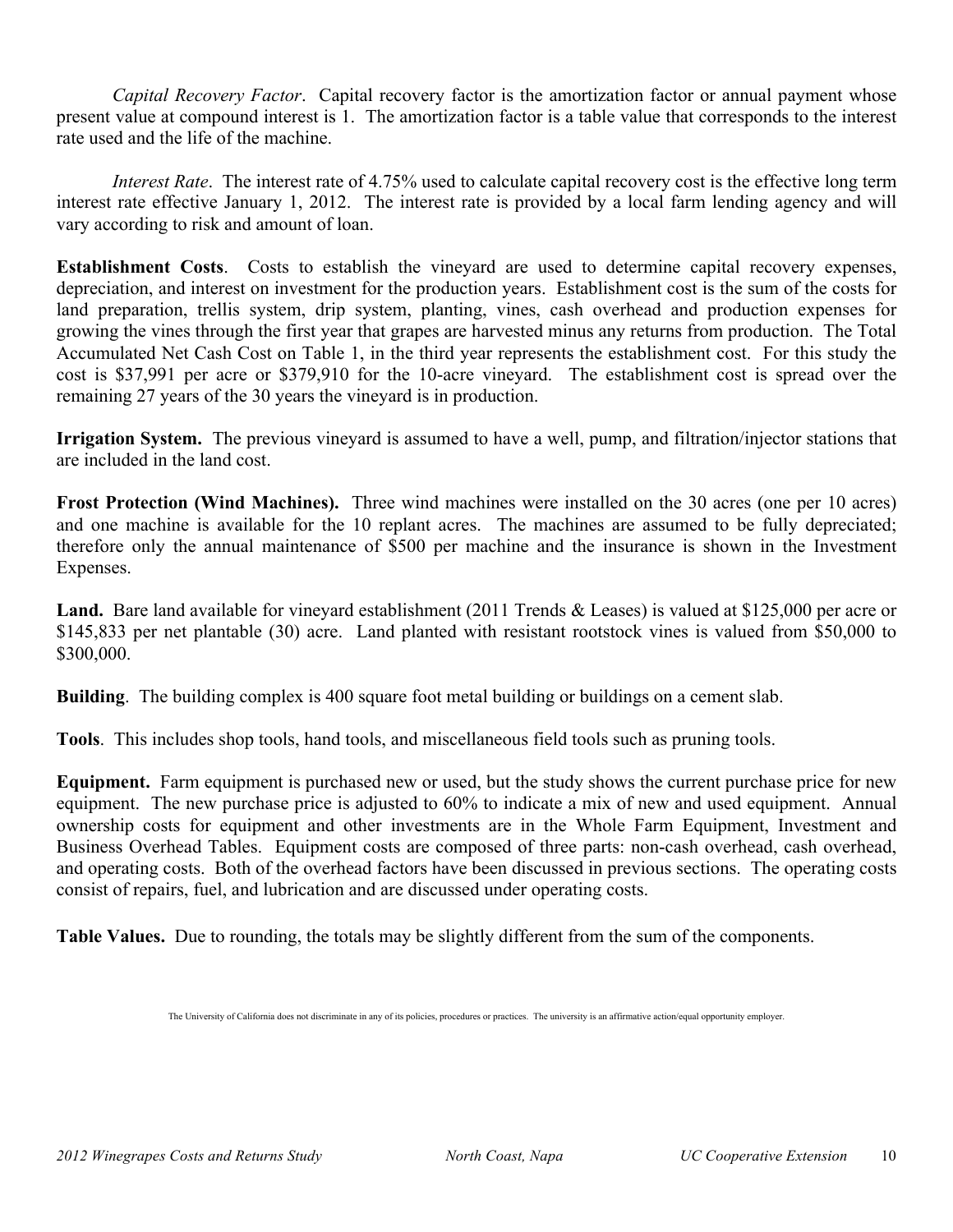*Capital Recovery Factor*. Capital recovery factor is the amortization factor or annual payment whose present value at compound interest is 1. The amortization factor is a table value that corresponds to the interest rate used and the life of the machine.

*Interest Rate*. The interest rate of 4.75% used to calculate capital recovery cost is the effective long term interest rate effective January 1, 2012. The interest rate is provided by a local farm lending agency and will vary according to risk and amount of loan.

**Establishment Costs**. Costs to establish the vineyard are used to determine capital recovery expenses, depreciation, and interest on investment for the production years. Establishment cost is the sum of the costs for land preparation, trellis system, drip system, planting, vines, cash overhead and production expenses for growing the vines through the first year that grapes are harvested minus any returns from production. The Total Accumulated Net Cash Cost on Table 1, in the third year represents the establishment cost. For this study the cost is $37,991 per acre or $379,910 for the 10-acre vineyard. The establishment cost is spread over the remaining 27 years of the 30 years the vineyard is in production.

**Irrigation System.** The previous vineyard is assumed to have a well, pump, and filtration/injector stations that are included in the land cost.

**Frost Protection (Wind Machines).** Three wind machines were installed on the 30 acres (one per 10 acres) and one machine is available for the 10 replant acres. The machines are assumed to be fully depreciated; therefore only the annual maintenance of $500 per machine and the insurance is shown in the Investment Expenses.

**Land.** Bare land available for vineyard establishment (2011 Trends & Leases) is valued at $125,000 per acre or $145,833 per net plantable (30) acre. Land planted with resistant rootstock vines is valued from $50,000 to $300,000.

**Building**. The building complex is 400 square foot metal building or buildings on a cement slab.

**Tools**. This includes shop tools, hand tools, and miscellaneous field tools such as pruning tools.

**Equipment.** Farm equipment is purchased new or used, but the study shows the current purchase price for new equipment. The new purchase price is adjusted to 60% to indicate a mix of new and used equipment. Annual ownership costs for equipment and other investments are in the Whole Farm Equipment, Investment and Business Overhead Tables. Equipment costs are composed of three parts: non-cash overhead, cash overhead, and operating costs. Both of the overhead factors have been discussed in previous sections. The operating costs consist of repairs, fuel, and lubrication and are discussed under operating costs.

**Table Values.** Due to rounding, the totals may be slightly different from the sum of the components.

The University of California does not discriminate in any of its policies, procedures or practices. The university is an affirmative action/equal opportunity employer.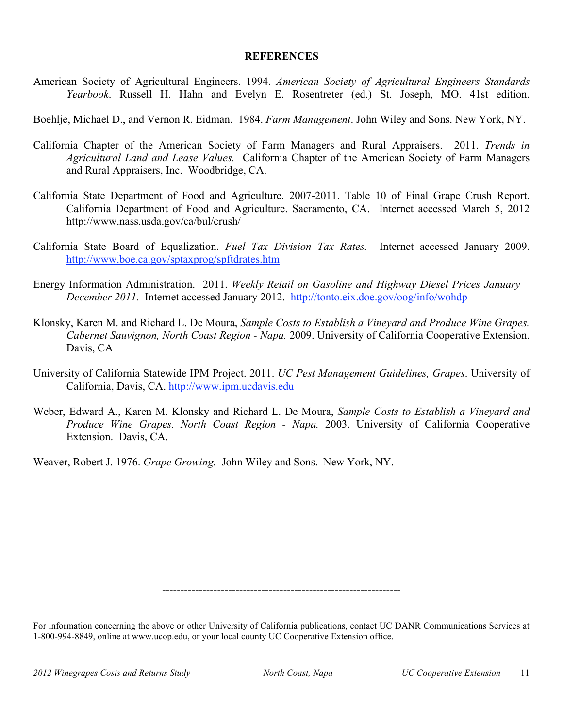## REFERENCES

American Society of Agricultural Engineers. 1994. *American Society of Agricultural Engineers Standards Yearbook*. Russell H. Hahn and Evelyn E. Rosentreter (ed.) St. Joseph, MO. 41st edition.

Boehlje, Michael D., and Vernon R. Eidman. 1984. *Farm Management*. John Wiley and Sons. New York, NY.

California Chapter of the American Society of Farm Managers and Rural Appraisers. 2011. *Trends in Agricultural Land and Lease Values.* California Chapter of the American Society of Farm Managers and Rural Appraisers, Inc. Woodbridge, CA.

California State Department of Food and Agriculture. 2007-2011. Table 10 of Final Grape Crush Report. California Department of Food and Agriculture. Sacramento, CA. Internet accessed March 5, 2012 http://www.nass.usda.gov/ca/bul/crush/

California State Board of Equalization. *Fuel Tax Division Tax Rates.* Internet accessed January 2009. http://www.boe.ca.gov/sptaxprog/spftdrates.htm

Energy Information Administration. 2011. *Weekly Retail on Gasoline and Highway Diesel Prices January – December 2011.* Internet accessed January 2012. http://tonto.eix.doe.gov/oog/info/wohdp

Klonsky, Karen M. and Richard L. De Moura, *Sample Costs to Establish a Vineyard and Produce Wine Grapes. Cabernet Sauvignon, North Coast Region - Napa.* 2009. University of California Cooperative Extension. Davis, CA

University of California Statewide IPM Project. 2011. *UC Pest Management Guidelines, Grapes*. University of California, Davis, CA. http://www.ipm.ucdavis.edu

Weber, Edward A., Karen M. Klonsky and Richard L. De Moura, *Sample Costs to Establish a Vineyard and Produce Wine Grapes. North Coast Region - Napa.* 2003. University of California Cooperative Extension. Davis, CA.

Weaver, Robert J. 1976. *Grape Growing.* John Wiley and Sons. New York, NY.

---

For information concerning the above or other University of California publications, contact UC DANR Communications Services at 1-800-994-8849, online at www.ucop.edu, or your local county UC Cooperative Extension office.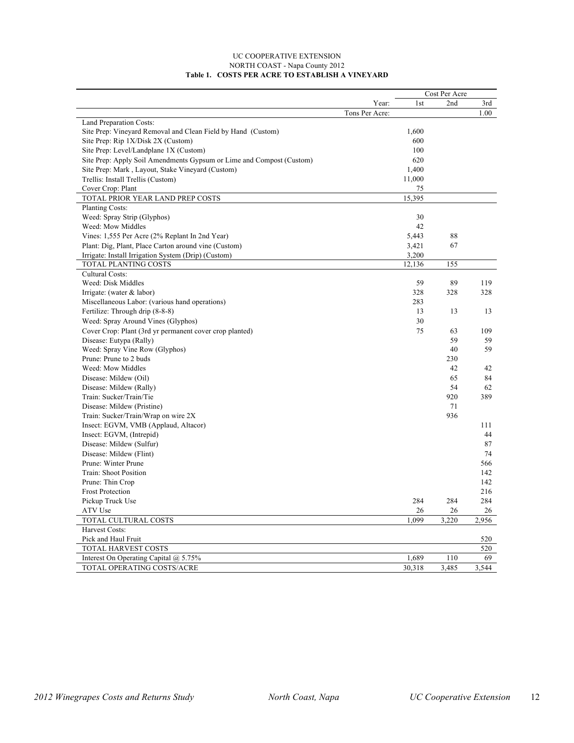UC COOPERATIVE EXTENSION

NORTH COAST - Napa County 2012

**Table 1. COSTS PER ACRE TO ESTABLISH A VINEYARD**

| | Cost Per Acre | | |
|---|---|---|---|
| Year: | 1st | 2nd | 3rd |
| Tons Per Acre: | | | 1.00 |
| Land Preparation Costs: | | | |
| Site Prep: Vineyard Removal and Clean Field by Hand (Custom) | 1,600 | | |
| Site Prep: Rip 1X/Disk 2X (Custom) | 600 | | |
| Site Prep: Level/Landplane 1X (Custom) | 100 | | |
| Site Prep: Apply Soil Amendments Gypsum or Lime and Compost (Custom) | 620 | | |
| Site Prep: Mark , Layout, Stake Vineyard (Custom) | 1,400 | | |
| Trellis: Install Trellis (Custom) | 11,000 | | |
| Cover Crop: Plant | 75 | | |
| TOTAL PRIOR YEAR LAND PREP COSTS | 15,395 | | |
| Planting Costs: | | | |
| Weed: Spray Strip (Glyphos) | 30 | | |
| Weed: Mow Middles | 42 | | |
| Vines: 1,555 Per Acre (2% Replant In 2nd Year) | 5,443 | 88 | |
| Plant: Dig, Plant, Place Carton around vine (Custom) | 3,421 | 67 | |
| Irrigate: Install Irrigation System (Drip) (Custom) | 3,200 | | |
| TOTAL PLANTING COSTS | 12,136 | 155 | |
| Cultural Costs: | | | |
| Weed: Disk Middles | 59 | 89 | 119 |
| Irrigate: (water & labor) | 328 | 328 | 328 |
| Miscellaneous Labor: (various hand operations) | 283 | | |
| Fertilize: Through drip (8-8-8) | 13 | 13 | 13 |
| Weed: Spray Around Vines (Glyphos) | 30 | | |
| Cover Crop: Plant (3rd yr permanent cover crop planted) | 75 | 63 | 109 |
| Disease: Eutypa (Rally) | | 59 | 59 |
| Weed: Spray Vine Row (Glyphos) | | 40 | 59 |
| Prune: Prune to 2 buds | | 230 | |
| Weed: Mow Middles | | 42 | 42 |
| Disease: Mildew (Oil) | | 65 | 84 |
| Disease: Mildew (Rally) | | 54 | 62 |
| Train: Sucker/Train/Tie | | 920 | 389 |
| Disease: Mildew (Pristine) | | 71 | |
| Train: Sucker/Train/Wrap on wire 2X | | 936 | |
| Insect: EGVM, VMB (Applaud, Altacor) | | | 111 |
| Insect: EGVM, (Intrepid) | | | 44 |
| Disease: Mildew (Sulfur) | | | 87 |
| Disease: Mildew (Flint) | | | 74 |
| Prune: Winter Prune | | | 566 |
| Train: Shoot Position | | | 142 |
| Prune: Thin Crop | | | 142 |
| Frost Protection | | | 216 |
| Pickup Truck Use | 284 | 284 | 284 |
| ATV Use | 26 | 26 | 26 |
| TOTAL CULTURAL COSTS | 1,099 | 3,220 | 2,956 |
| Harvest Costs: | | | |
| Pick and Haul Fruit | | | 520 |
| TOTAL HARVEST COSTS | | | 520 |
| Interest On Operating Capital @ 5.75% | 1,689 | 110 | 69 |
| TOTAL OPERATING COSTS/ACRE | 30,318 | 3,485 | 3,544 |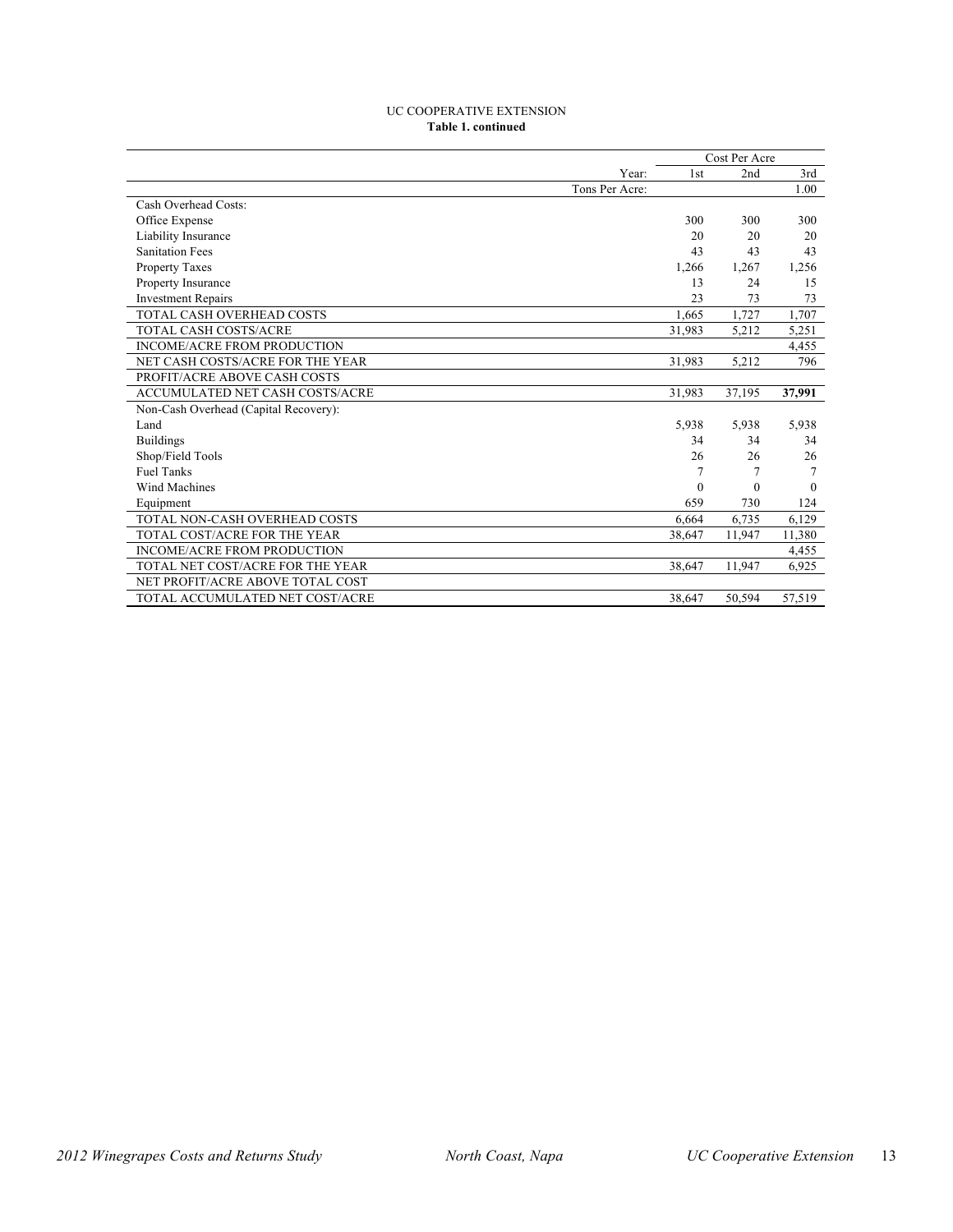UC COOPERATIVE EXTENSION

**Table 1. continued**

| | Cost Per Acre | | |
|---|---|---|---|
| Year: | 1st | 2nd | 3rd |
| Tons Per Acre: | | | 1.00 |
| Cash Overhead Costs: | | | |
| Office Expense | 300 | 300 | 300 |
| Liability Insurance | 20 | 20 | 20 |
| Sanitation Fees | 43 | 43 | 43 |
| Property Taxes | 1,266 | 1,267 | 1,256 |
| Property Insurance | 13 | 24 | 15 |
| Investment Repairs | 23 | 73 | 73 |
| TOTAL CASH OVERHEAD COSTS | 1,665 | 1,727 | 1,707 |
| TOTAL CASH COSTS/ACRE | 31,983 | 5,212 | 5,251 |
| INCOME/ACRE FROM PRODUCTION | | | 4,455 |
| NET CASH COSTS/ACRE FOR THE YEAR | 31,983 | 5,212 | 796 |
| PROFIT/ACRE ABOVE CASH COSTS | | | |
| ACCUMULATED NET CASH COSTS/ACRE | 31,983 | 37,195 | **37,991** |
| Non-Cash Overhead (Capital Recovery): | | | |
| Land | 5,938 | 5,938 | 5,938 |
| Buildings | 34 | 34 | 34 |
| Shop/Field Tools | 26 | 26 | 26 |
| Fuel Tanks | 7 | 7 | 7 |
| Wind Machines | 0 | 0 | 0 |
| Equipment | 659 | 730 | 124 |
| TOTAL NON-CASH OVERHEAD COSTS | 6,664 | 6,735 | 6,129 |
| TOTAL COST/ACRE FOR THE YEAR | 38,647 | 11,947 | 11,380 |
| INCOME/ACRE FROM PRODUCTION | | | 4,455 |
| TOTAL NET COST/ACRE FOR THE YEAR | 38,647 | 11,947 | 6,925 |
| NET PROFIT/ACRE ABOVE TOTAL COST | | | |
| TOTAL ACCUMULATED NET COST/ACRE | 38,647 | 50,594 | 57,519 |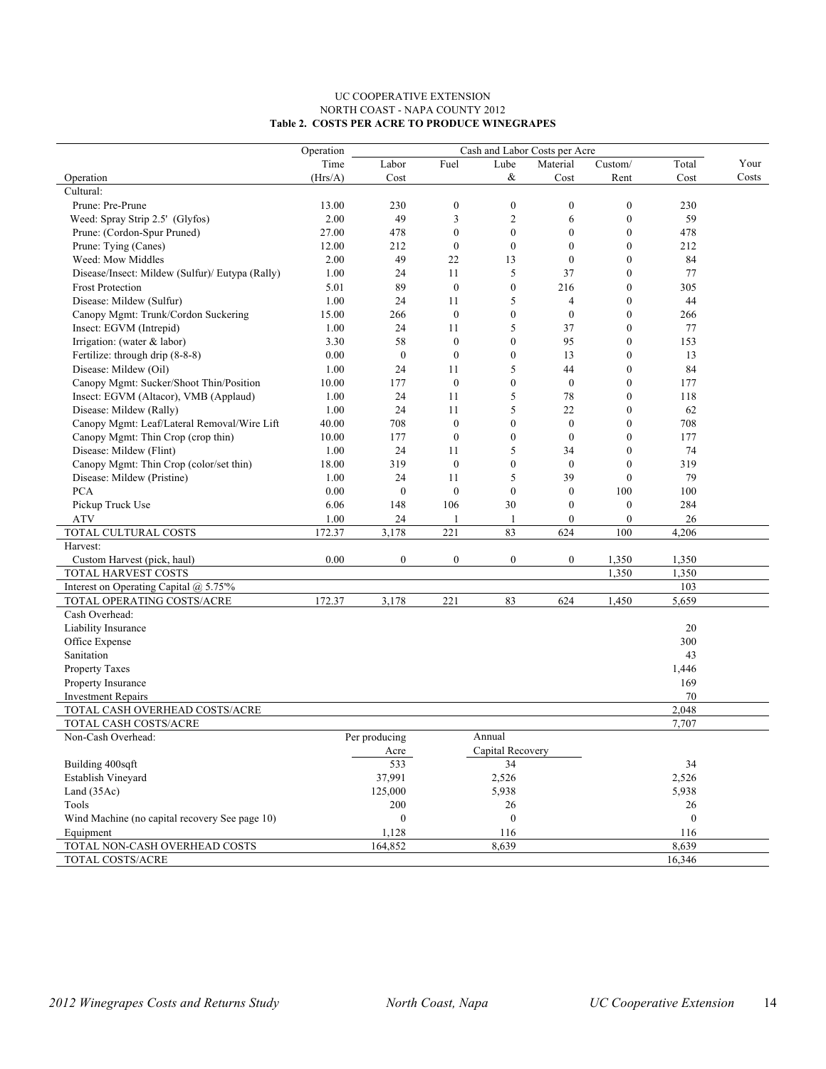UC COOPERATIVE EXTENSION

NORTH COAST - NAPA COUNTY 2012

**Table 2. COSTS PER ACRE TO PRODUCE WINEGRAPES**

| Operation | Operation Time (Hrs/A) | Labor Cost | Fuel | Lube & | Material Cost | Custom/ Rent | Total Cost | Your Costs |
|---|---|---|---|---|---|---|---|---|
| | | Cash and Labor Costs per Acre | | | | | | |
| Cultural: | | | | | | | | |
| Prune: Pre-Prune | 13.00 | 230 | 0 | 0 | 0 | 0 | 230 | |
| Weed: Spray Strip 2.5' (Glyfos) | 2.00 | 49 | 3 | 2 | 6 | 0 | 59 | |
| Prune: (Cordon-Spur Pruned) | 27.00 | 478 | 0 | 0 | 0 | 0 | 478 | |
| Prune: Tying (Canes) | 12.00 | 212 | 0 | 0 | 0 | 0 | 212 | |
| Weed: Mow Middles | 2.00 | 49 | 22 | 13 | 0 | 0 | 84 | |
| Disease/Insect: Mildew (Sulfur)/ Eutypa (Rally) | 1.00 | 24 | 11 | 5 | 37 | 0 | 77 | |
| Frost Protection | 5.01 | 89 | 0 | 0 | 216 | 0 | 305 | |
| Disease: Mildew (Sulfur) | 1.00 | 24 | 11 | 5 | 4 | 0 | 44 | |
| Canopy Mgmt: Trunk/Cordon Suckering | 15.00 | 266 | 0 | 0 | 0 | 0 | 266 | |
| Insect: EGVM (Intrepid) | 1.00 | 24 | 11 | 5 | 37 | 0 | 77 | |
| Irrigation: (water & labor) | 3.30 | 58 | 0 | 0 | 95 | 0 | 153 | |
| Fertilize: through drip (8-8-8) | 0.00 | 0 | 0 | 0 | 13 | 0 | 13 | |
| Disease: Mildew (Oil) | 1.00 | 24 | 11 | 5 | 44 | 0 | 84 | |
| Canopy Mgmt: Sucker/Shoot Thin/Position | 10.00 | 177 | 0 | 0 | 0 | 0 | 177 | |
| Insect: EGVM (Altacor), VMB (Applaud) | 1.00 | 24 | 11 | 5 | 78 | 0 | 118 | |
| Disease: Mildew (Rally) | 1.00 | 24 | 11 | 5 | 22 | 0 | 62 | |
| Canopy Mgmt: Leaf/Lateral Removal/Wire Lift | 40.00 | 708 | 0 | 0 | 0 | 0 | 708 | |
| Canopy Mgmt: Thin Crop (crop thin) | 10.00 | 177 | 0 | 0 | 0 | 0 | 177 | |
| Disease: Mildew (Flint) | 1.00 | 24 | 11 | 5 | 34 | 0 | 74 | |
| Canopy Mgmt: Thin Crop (color/set thin) | 18.00 | 319 | 0 | 0 | 0 | 0 | 319 | |
| Disease: Mildew (Pristine) | 1.00 | 24 | 11 | 5 | 39 | 0 | 79 | |
| PCA | 0.00 | 0 | 0 | 0 | 0 | 100 | 100 | |
| Pickup Truck Use | 6.06 | 148 | 106 | 30 | 0 | 0 | 284 | |
| ATV | 1.00 | 24 | 1 | 1 | 0 | 0 | 26 | |
| TOTAL CULTURAL COSTS | 172.37 | 3,178 | 221 | 83 | 624 | 100 | 4,206 | |
| Harvest: | | | | | | | | |
| Custom Harvest (pick, haul) | 0.00 | 0 | 0 | 0 | 0 | 1,350 | 1,350 | |
| TOTAL HARVEST COSTS | | | | | | 1,350 | 1,350 | |
| Interest on Operating Capital @ 5.75'% | | | | | | | 103 | |
| TOTAL OPERATING COSTS/ACRE | 172.37 | 3,178 | 221 | 83 | 624 | 1,450 | 5,659 | |
| Cash Overhead: | | | | | | | | |
| Liability Insurance | | | | | | | 20 | |
| Office Expense | | | | | | | 300 | |
| Sanitation | | | | | | | 43 | |
| Property Taxes | | | | | | | 1,446 | |
| Property Insurance | | | | | | | 169 | |
| Investment Repairs | | | | | | | 70 | |
| TOTAL CASH OVERHEAD COSTS/ACRE | | | | | | | 2,048 | |
| TOTAL CASH COSTS/ACRE | | | | | | | 7,707 | |
| Non-Cash Overhead: | | Per producing Acre | | Annual Capital Recovery | | | | |
| Building 400sqft | | 533 | | 34 | | | 34 | |
| Establish Vineyard | | 37,991 | | 2,526 | | | 2,526 | |
| Land (35Ac) | | 125,000 | | 5,938 | | | 5,938 | |
| Tools | | 200 | | 26 | | | 26 | |
| Wind Machine (no capital recovery See page 10) | | 0 | | 0 | | | 0 | |
| Equipment | | 1,128 | | 116 | | | 116 | |
| TOTAL NON-CASH OVERHEAD COSTS | | 164,852 | | 8,639 | | | 8,639 | |
| TOTAL COSTS/ACRE | | | | | | | 16,346 | |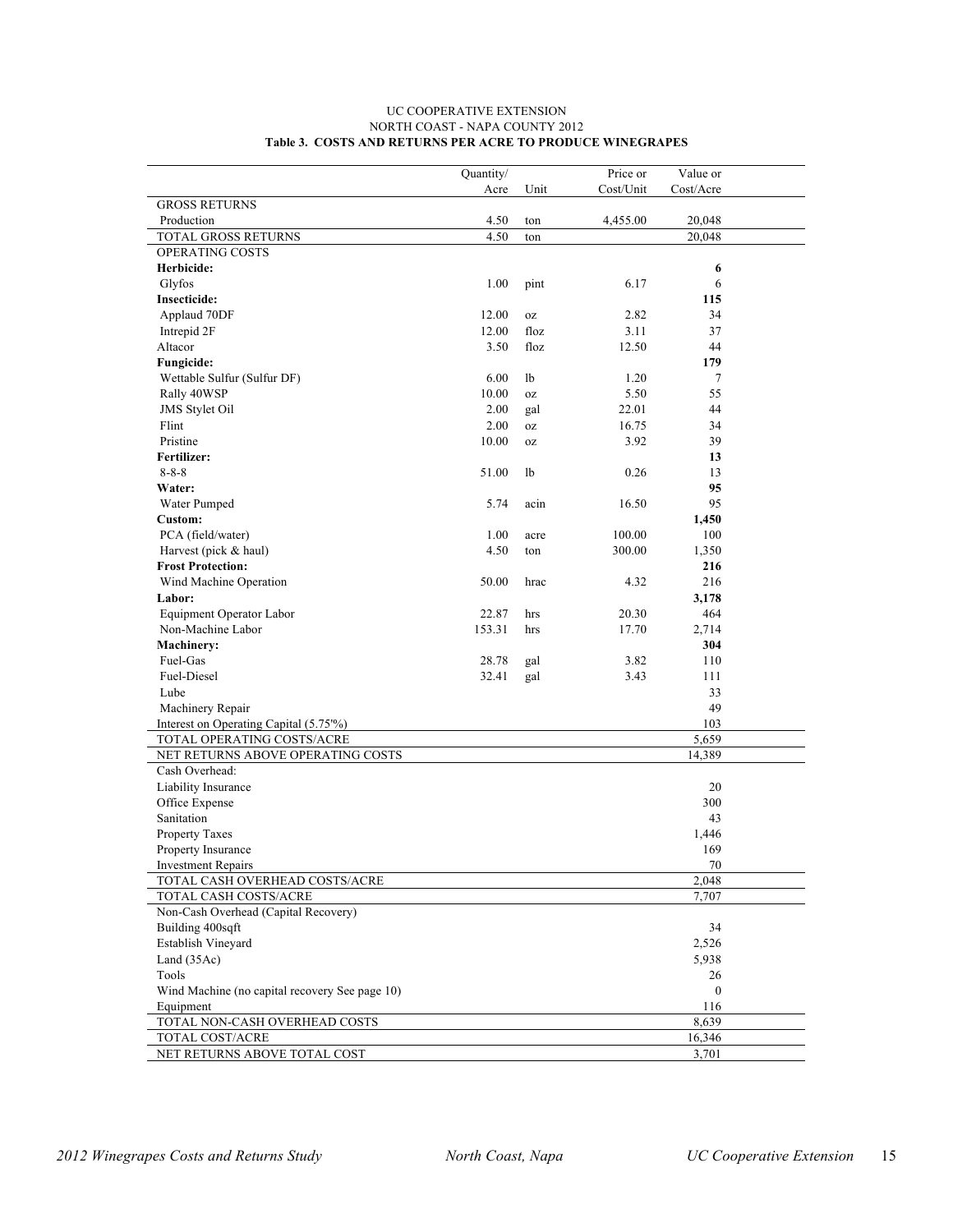UC COOPERATIVE EXTENSION
NORTH COAST - NAPA COUNTY 2012
**Table 3. COSTS AND RETURNS PER ACRE TO PRODUCE WINEGRAPES**

| | Quantity/ Acre | Unit | Price or Cost/Unit | Value or Cost/Acre |
|---|---|---|---|---|
| GROSS RETURNS | | | | |
| Production | 4.50 | ton | 4,455.00 | 20,048 |
| TOTAL GROSS RETURNS | 4.50 | ton | | 20,048 |
| OPERATING COSTS | | | | |
| **Herbicide:** | | | | **6** |
| Glyfos | 1.00 | pint | 6.17 | 6 |
| **Insecticide:** | | | | **115** |
| Applaud 70DF | 12.00 | oz | 2.82 | 34 |
| Intrepid 2F | 12.00 | floz | 3.11 | 37 |
| Altacor | 3.50 | floz | 12.50 | 44 |
| **Fungicide:** | | | | **179** |
| Wettable Sulfur (Sulfur DF) | 6.00 | lb | 1.20 | 7 |
| Rally 40WSP | 10.00 | oz | 5.50 | 55 |
| JMS Stylet Oil | 2.00 | gal | 22.01 | 44 |
| Flint | 2.00 | oz | 16.75 | 34 |
| Pristine | 10.00 | oz | 3.92 | 39 |
| **Fertilizer:** | | | | **13** |
| 8-8-8 | 51.00 | lb | 0.26 | 13 |
| **Water:** | | | | **95** |
| Water Pumped | 5.74 | acin | 16.50 | 95 |
| **Custom:** | | | | **1,450** |
| PCA (field/water) | 1.00 | acre | 100.00 | 100 |
| Harvest (pick & haul) | 4.50 | ton | 300.00 | 1,350 |
| **Frost Protection:** | | | | **216** |
| Wind Machine Operation | 50.00 | hrac | 4.32 | 216 |
| **Labor:** | | | | **3,178** |
| Equipment Operator Labor | 22.87 | hrs | 20.30 | 464 |
| Non-Machine Labor | 153.31 | hrs | 17.70 | 2,714 |
| **Machinery:** | | | | **304** |
| Fuel-Gas | 28.78 | gal | 3.82 | 110 |
| Fuel-Diesel | 32.41 | gal | 3.43 | 111 |
| Lube | | | | 33 |
| Machinery Repair | | | | 49 |
| Interest on Operating Capital (5.75'%) | | | | 103 |
| TOTAL OPERATING COSTS/ACRE | | | | 5,659 |
| NET RETURNS ABOVE OPERATING COSTS | | | | 14,389 |
| Cash Overhead: | | | | |
| Liability Insurance | | | | 20 |
| Office Expense | | | | 300 |
| Sanitation | | | | 43 |
| Property Taxes | | | | 1,446 |
| Property Insurance | | | | 169 |
| Investment Repairs | | | | 70 |
| TOTAL CASH OVERHEAD COSTS/ACRE | | | | 2,048 |
| TOTAL CASH COSTS/ACRE | | | | 7,707 |
| Non-Cash Overhead (Capital Recovery) | | | | |
| Building 400sqft | | | | 34 |
| Establish Vineyard | | | | 2,526 |
| Land (35Ac) | | | | 5,938 |
| Tools | | | | 26 |
| Wind Machine (no capital recovery See page 10) | | | | 0 |
| Equipment | | | | 116 |
| TOTAL NON-CASH OVERHEAD COSTS | | | | 8,639 |
| TOTAL COST/ACRE | | | | 16,346 |
| NET RETURNS ABOVE TOTAL COST | | | | 3,701 |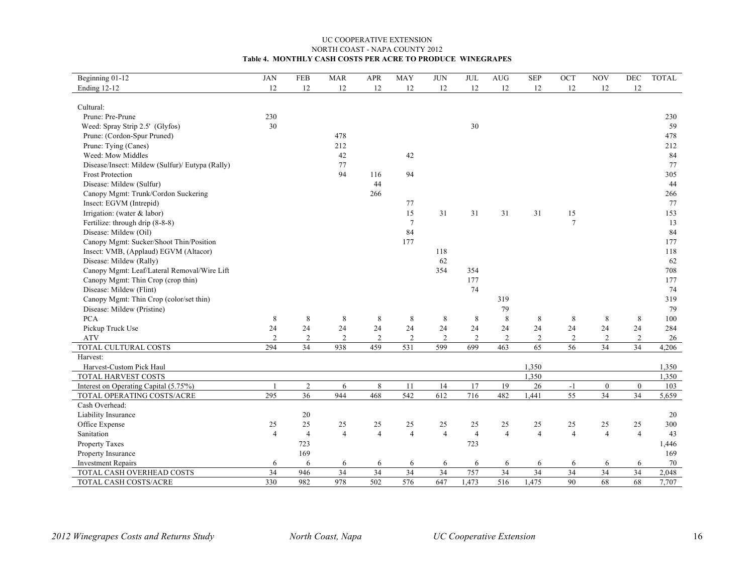UC COOPERATIVE EXTENSION
NORTH COAST - NAPA COUNTY 2012

**Table 4. MONTHLY CASH COSTS PER ACRE TO PRODUCE WINEGRAPES**

| Beginning 01-12 | JAN | FEB | MAR | APR | MAY | JUN | JUL | AUG | SEP | OCT | NOV | DEC | TOTAL |
|---|---|---|---|---|---|---|---|---|---|---|---|---|---|
| Ending 12-12 | 12 | 12 | 12 | 12 | 12 | 12 | 12 | 12 | 12 | 12 | 12 | 12 | |
| Cultural: | | | | | | | | | | | | | |
| Prune: Pre-Prune | 230 | | | | | | | | | | | | 230 |
| Weed: Spray Strip 2.5' (Glyfos) | 30 | | | | | | 30 | | | | | | 59 |
| Prune: (Cordon-Spur Pruned) | | | 478 | | | | | | | | | | 478 |
| Prune: Tying (Canes) | | | 212 | | | | | | | | | | 212 |
| Weed: Mow Middles | | | 42 | | 42 | | | | | | | | 84 |
| Disease/Insect: Mildew (Sulfur)/ Eutypa (Rally) | | | 77 | | | | | | | | | | 77 |
| Frost Protection | | | 94 | 116 | 94 | | | | | | | | 305 |
| Disease: Mildew (Sulfur) | | | | 44 | | | | | | | | | 44 |
| Canopy Mgmt: Trunk/Cordon Suckering | | | | 266 | | | | | | | | | 266 |
| Insect: EGVM (Intrepid) | | | | | 77 | | | | | | | | 77 |
| Irrigation: (water & labor) | | | | | 15 | 31 | 31 | 31 | 31 | 15 | | | 153 |
| Fertilize: through drip (8-8-8) | | | | | 7 | | | | | 7 | | | 13 |
| Disease: Mildew (Oil) | | | | | 84 | | | | | | | | 84 |
| Canopy Mgmt: Sucker/Shoot Thin/Position | | | | | 177 | | | | | | | | 177 |
| Insect: VMB, (Applaud) EGVM (Altacor) | | | | | | 118 | | | | | | | 118 |
| Disease: Mildew (Rally) | | | | | | 62 | | | | | | | 62 |
| Canopy Mgmt: Leaf/Lateral Removal/Wire Lift | | | | | | 354 | 354 | | | | | | 708 |
| Canopy Mgmt: Thin Crop (crop thin) | | | | | | | 177 | | | | | | 177 |
| Disease: Mildew (Flint) | | | | | | | 74 | | | | | | 74 |
| Canopy Mgmt: Thin Crop (color/set thin) | | | | | | | | 319 | | | | | 319 |
| Disease: Mildew (Pristine) | | | | | | | | 79 | | | | | 79 |
| PCA | 8 | 8 | 8 | 8 | 8 | 8 | 8 | 8 | 8 | 8 | 8 | 8 | 100 |
| Pickup Truck Use | 24 | 24 | 24 | 24 | 24 | 24 | 24 | 24 | 24 | 24 | 24 | 24 | 284 |
| ATV | 2 | 2 | 2 | 2 | 2 | 2 | 2 | 2 | 2 | 2 | 2 | 2 | 26 |
| TOTAL CULTURAL COSTS | 294 | 34 | 938 | 459 | 531 | 599 | 699 | 463 | 65 | 56 | 34 | 34 | 4,206 |
| Harvest: | | | | | | | | | | | | | |
| Harvest-Custom Pick Haul | | | | | | | | | 1,350 | | | | 1,350 |
| TOTAL HARVEST COSTS | | | | | | | | | 1,350 | | | | 1,350 |
| Interest on Operating Capital (5.75%) | 1 | 2 | 6 | 8 | 11 | 14 | 17 | 19 | 26 | -1 | 0 | 0 | 103 |
| TOTAL OPERATING COSTS/ACRE | 295 | 36 | 944 | 468 | 542 | 612 | 716 | 482 | 1,441 | 55 | 34 | 34 | 5,659 |
| Cash Overhead: | | | | | | | | | | | | | |
| Liability Insurance | | 20 | | | | | | | | | | | 20 |
| Office Expense | 25 | 25 | 25 | 25 | 25 | 25 | 25 | 25 | 25 | 25 | 25 | 25 | 300 |
| Sanitation | 4 | 4 | 4 | 4 | 4 | 4 | 4 | 4 | 4 | 4 | 4 | 4 | 43 |
| Property Taxes | | 723 | | | | | 723 | | | | | | 1,446 |
| Property Insurance | | 169 | | | | | | | | | | | 169 |
| Investment Repairs | 6 | 6 | 6 | 6 | 6 | 6 | 6 | 6 | 6 | 6 | 6 | 6 | 70 |
| TOTAL CASH OVERHEAD COSTS | 34 | 946 | 34 | 34 | 34 | 34 | 757 | 34 | 34 | 34 | 34 | 34 | 2,048 |
| TOTAL CASH COSTS/ACRE | 330 | 982 | 978 | 502 | 576 | 647 | 1,473 | 516 | 1,475 | 90 | 68 | 68 | 7,707 |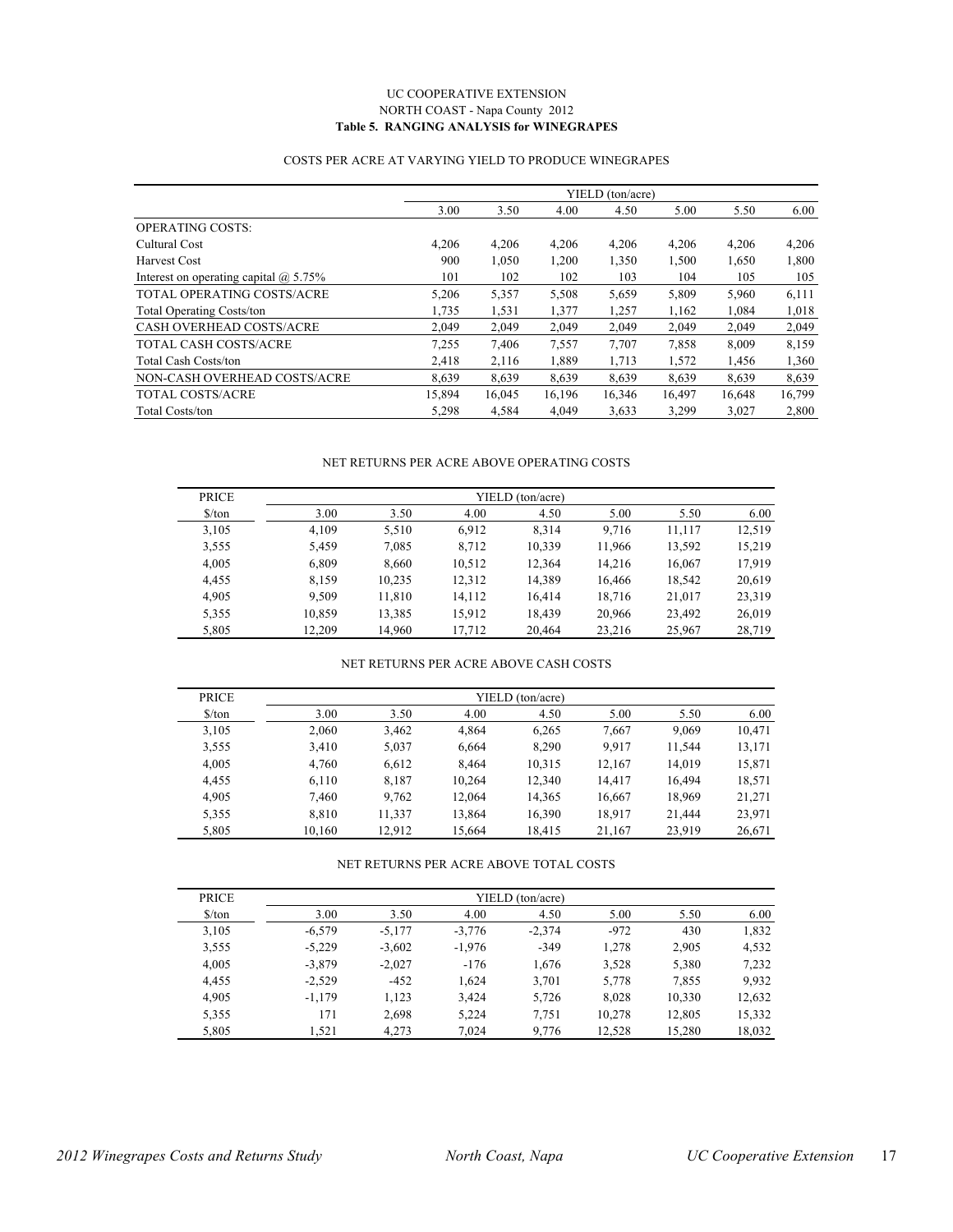UC COOPERATIVE EXTENSION

NORTH COAST - Napa County 2012

**Table 5. RANGING ANALYSIS for WINEGRAPES**

COSTS PER ACRE AT VARYING YIELD TO PRODUCE WINEGRAPES

| | YIELD (ton/acre) | | | | | | |
|---|---|---|---|---|---|---|---|
| | 3.00 | 3.50 | 4.00 | 4.50 | 5.00 | 5.50 | 6.00 |
| OPERATING COSTS: | | | | | | | |
| Cultural Cost | 4,206 | 4,206 | 4,206 | 4,206 | 4,206 | 4,206 | 4,206 |
| Harvest Cost | 900 | 1,050 | 1,200 | 1,350 | 1,500 | 1,650 | 1,800 |
| Interest on operating capital @ 5.75% | 101 | 102 | 102 | 103 | 104 | 105 | 105 |
| TOTAL OPERATING COSTS/ACRE | 5,206 | 5,357 | 5,508 | 5,659 | 5,809 | 5,960 | 6,111 |
| Total Operating Costs/ton | 1,735 | 1,531 | 1,377 | 1,257 | 1,162 | 1,084 | 1,018 |
| CASH OVERHEAD COSTS/ACRE | 2,049 | 2,049 | 2,049 | 2,049 | 2,049 | 2,049 | 2,049 |
| TOTAL CASH COSTS/ACRE | 7,255 | 7,406 | 7,557 | 7,707 | 7,858 | 8,009 | 8,159 |
| Total Cash Costs/ton | 2,418 | 2,116 | 1,889 | 1,713 | 1,572 | 1,456 | 1,360 |
| NON-CASH OVERHEAD COSTS/ACRE | 8,639 | 8,639 | 8,639 | 8,639 | 8,639 | 8,639 | 8,639 |
| TOTAL COSTS/ACRE | 15,894 | 16,045 | 16,196 | 16,346 | 16,497 | 16,648 | 16,799 |
| Total Costs/ton | 5,298 | 4,584 | 4,049 | 3,633 | 3,299 | 3,027 | 2,800 |

NET RETURNS PER ACRE ABOVE OPERATING COSTS

| PRICE | YIELD (ton/acre) | | | | | | |
|---|---|---|---|---|---|---|---|
| $/ton | 3.00 | 3.50 | 4.00 | 4.50 | 5.00 | 5.50 | 6.00 |
| 3,105 | 4,109 | 5,510 | 6,912 | 8,314 | 9,716 | 11,117 | 12,519 |
| 3,555 | 5,459 | 7,085 | 8,712 | 10,339 | 11,966 | 13,592 | 15,219 |
| 4,005 | 6,809 | 8,660 | 10,512 | 12,364 | 14,216 | 16,067 | 17,919 |
| 4,455 | 8,159 | 10,235 | 12,312 | 14,389 | 16,466 | 18,542 | 20,619 |
| 4,905 | 9,509 | 11,810 | 14,112 | 16,414 | 18,716 | 21,017 | 23,319 |
| 5,355 | 10,859 | 13,385 | 15,912 | 18,439 | 20,966 | 23,492 | 26,019 |
| 5,805 | 12,209 | 14,960 | 17,712 | 20,464 | 23,216 | 25,967 | 28,719 |

NET RETURNS PER ACRE ABOVE CASH COSTS

| PRICE | YIELD (ton/acre) | | | | | | |
|---|---|---|---|---|---|---|---|
| $/ton | 3.00 | 3.50 | 4.00 | 4.50 | 5.00 | 5.50 | 6.00 |
| 3,105 | 2,060 | 3,462 | 4,864 | 6,265 | 7,667 | 9,069 | 10,471 |
| 3,555 | 3,410 | 5,037 | 6,664 | 8,290 | 9,917 | 11,544 | 13,171 |
| 4,005 | 4,760 | 6,612 | 8,464 | 10,315 | 12,167 | 14,019 | 15,871 |
| 4,455 | 6,110 | 8,187 | 10,264 | 12,340 | 14,417 | 16,494 | 18,571 |
| 4,905 | 7,460 | 9,762 | 12,064 | 14,365 | 16,667 | 18,969 | 21,271 |
| 5,355 | 8,810 | 11,337 | 13,864 | 16,390 | 18,917 | 21,444 | 23,971 |
| 5,805 | 10,160 | 12,912 | 15,664 | 18,415 | 21,167 | 23,919 | 26,671 |

NET RETURNS PER ACRE ABOVE TOTAL COSTS

| PRICE | YIELD (ton/acre) | | | | | | |
|---|---|---|---|---|---|---|---|
| $/ton | 3.00 | 3.50 | 4.00 | 4.50 | 5.00 | 5.50 | 6.00 |
| 3,105 | -6,579 | -5,177 | -3,776 | -2,374 | -972 | 430 | 1,832 |
| 3,555 | -5,229 | -3,602 | -1,976 | -349 | 1,278 | 2,905 | 4,532 |
| 4,005 | -3,879 | -2,027 | -176 | 1,676 | 3,528 | 5,380 | 7,232 |
| 4,455 | -2,529 | -452 | 1,624 | 3,701 | 5,778 | 7,855 | 9,932 |
| 4,905 | -1,179 | 1,123 | 3,424 | 5,726 | 8,028 | 10,330 | 12,632 |
| 5,355 | 171 | 2,698 | 5,224 | 7,751 | 10,278 | 12,805 | 15,332 |
| 5,805 | 1,521 | 4,273 | 7,024 | 9,776 | 12,528 | 15,280 | 18,032 |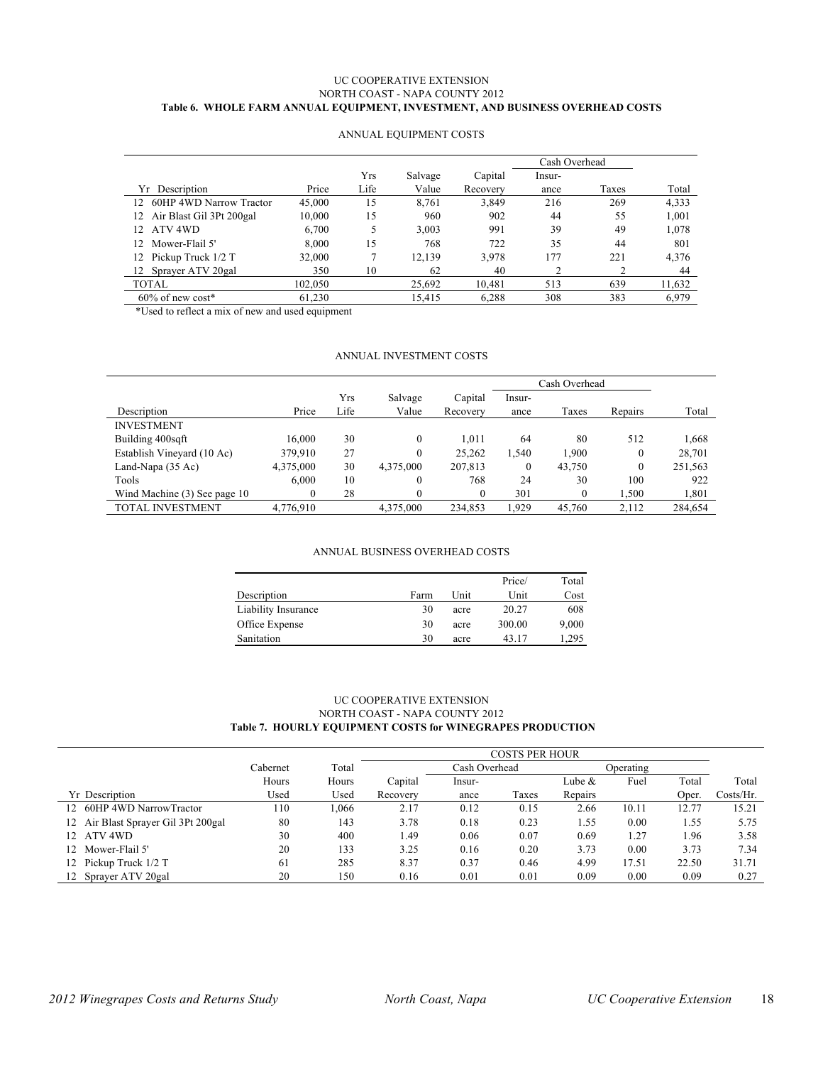UC COOPERATIVE EXTENSION
NORTH COAST - NAPA COUNTY 2012

**Table 6. WHOLE FARM ANNUAL EQUIPMENT, INVESTMENT, AND BUSINESS OVERHEAD COSTS**

ANNUAL EQUIPMENT COSTS

| | | | | | Cash Overhead | | |
|---|---|---|---|---|---|---|---|
| Yr Description | Price | Yrs Life | Salvage Value | Capital Recovery | Insur-ance | Taxes | Total |
| 12 60HP 4WD Narrow Tractor | 45,000 | 15 | 8,761 | 3,849 | 216 | 269 | 4,333 |
| 12 Air Blast Gil 3Pt 200gal | 10,000 | 15 | 960 | 902 | 44 | 55 | 1,001 |
| 12 ATV 4WD | 6,700 | 5 | 3,003 | 991 | 39 | 49 | 1,078 |
| 12 Mower-Flail 5' | 8,000 | 15 | 768 | 722 | 35 | 44 | 801 |
| 12 Pickup Truck 1/2 T | 32,000 | 7 | 12,139 | 3,978 | 177 | 221 | 4,376 |
| 12 Sprayer ATV 20gal | 350 | 10 | 62 | 40 | 2 | 2 | 44 |
| TOTAL | 102,050 | | 25,692 | 10,481 | 513 | 639 | 11,632 |
| 60% of new cost* | 61,230 | | 15,415 | 6,288 | 308 | 383 | 6,979 |

*Used to reflect a mix of new and used equipment

ANNUAL INVESTMENT COSTS

| | | | | | Cash Overhead | | | |
|---|---|---|---|---|---|---|---|---|
| Description | Price | Yrs Life | Salvage Value | Capital Recovery | Insur-ance | Taxes | Repairs | Total |
| INVESTMENT | | | | | | | | |
| Building 400sqft | 16,000 | 30 | 0 | 1,011 | 64 | 80 | 512 | 1,668 |
| Establish Vineyard (10 Ac) | 379,910 | 27 | 0 | 25,262 | 1,540 | 1,900 | 0 | 28,701 |
| Land-Napa (35 Ac) | 4,375,000 | 30 | 4,375,000 | 207,813 | 0 | 43,750 | 0 | 251,563 |
| Tools | 6,000 | 10 | 0 | 768 | 24 | 30 | 100 | 922 |
| Wind Machine (3) See page 10 | 0 | 28 | 0 | 0 | 301 | 0 | 1,500 | 1,801 |
| TOTAL INVESTMENT | 4,776,910 | | 4,375,000 | 234,853 | 1,929 | 45,760 | 2,112 | 284,654 |

ANNUAL BUSINESS OVERHEAD COSTS

| Description | Farm | Unit | Price/ Unit | Total Cost |
|---|---|---|---|---|
| Liability Insurance | 30 | acre | 20.27 | 608 |
| Office Expense | 30 | acre | 300.00 | 9,000 |
| Sanitation | 30 | acre | 43.17 | 1,295 |

UC COOPERATIVE EXTENSION
NORTH COAST - NAPA COUNTY 2012

**Table 7. HOURLY EQUIPMENT COSTS for WINEGRAPES PRODUCTION**

| | | | COSTS PER HOUR | | | | | | |
|---|---|---|---|---|---|---|---|---|---|
| | | | | Cash Overhead | | Operating | | | |
| Yr Description | Cabernet Hours Used | Total Hours Used | Capital Recovery | Insur-ance | Taxes | Lube & Repairs | Fuel | Total Oper. | Total Costs/Hr. |
| 12 60HP 4WD NarrowTractor | 110 | 1,066 | 2.17 | 0.12 | 0.15 | 2.66 | 10.11 | 12.77 | 15.21 |
| 12 Air Blast Sprayer Gil 3Pt 200gal | 80 | 143 | 3.78 | 0.18 | 0.23 | 1.55 | 0.00 | 1.55 | 5.75 |
| 12 ATV 4WD | 30 | 400 | 1.49 | 0.06 | 0.07 | 0.69 | 1.27 | 1.96 | 3.58 |
| 12 Mower-Flail 5' | 20 | 133 | 3.25 | 0.16 | 0.20 | 3.73 | 0.00 | 3.73 | 7.34 |
| 12 Pickup Truck 1/2 T | 61 | 285 | 8.37 | 0.37 | 0.46 | 4.99 | 17.51 | 22.50 | 31.71 |
| 12 Sprayer ATV 20gal | 20 | 150 | 0.16 | 0.01 | 0.01 | 0.09 | 0.00 | 0.09 | 0.27 |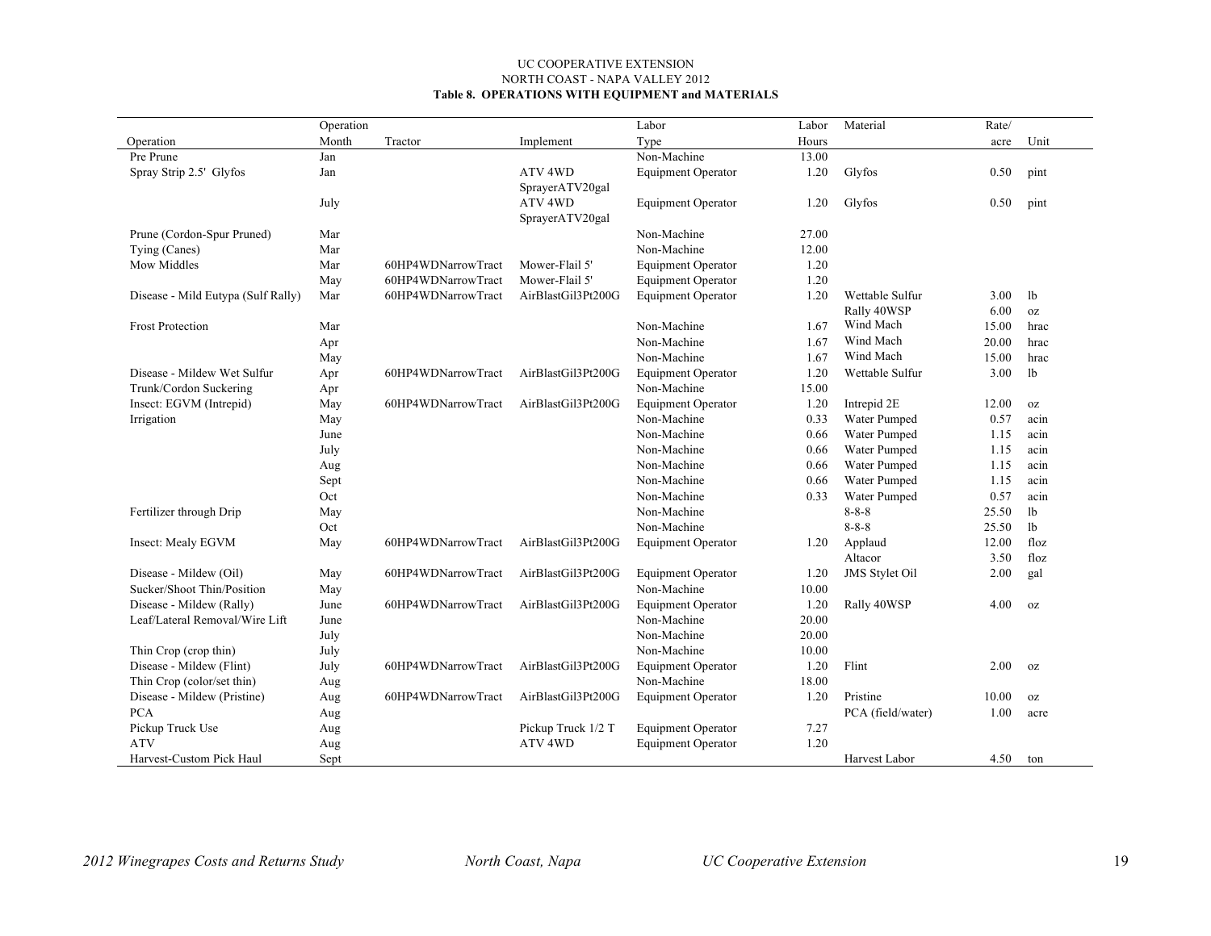UC COOPERATIVE EXTENSION
NORTH COAST - NAPA VALLEY 2012

**Table 8. OPERATIONS WITH EQUIPMENT and MATERIALS**

| Operation | Operation Month | Tractor | Implement | Labor Type | Labor Hours | Material | Rate/ acre | Unit |
|---|---|---|---|---|---|---|---|---|
| Pre Prune | Jan | | | Non-Machine | 13.00 | | | |
| Spray Strip 2.5' Glyfos | Jan | | ATV 4WD SprayerATV20gal | Equipment Operator | 1.20 | Glyfos | 0.50 | pint |
| | July | | ATV 4WD SprayerATV20gal | Equipment Operator | 1.20 | Glyfos | 0.50 | pint |
| Prune (Cordon-Spur Pruned) | Mar | | | Non-Machine | 27.00 | | | |
| Tying (Canes) | Mar | | | Non-Machine | 12.00 | | | |
| Mow Middles | Mar | 60HP4WDNarrowTract | Mower-Flail 5' | Equipment Operator | 1.20 | | | |
| | May | 60HP4WDNarrowTract | Mower-Flail 5' | Equipment Operator | 1.20 | | | |
| Disease - Mild Eutypa (Sulf Rally) | Mar | 60HP4WDNarrowTract | AirBlastGil3Pt200G | Equipment Operator | 1.20 | Wettable Sulfur | 3.00 | lb |
| | | | | | | Rally 40WSP | 6.00 | oz |
| Frost Protection | Mar | | | Non-Machine | 1.67 | Wind Mach | 15.00 | hrac |
| | Apr | | | Non-Machine | 1.67 | Wind Mach | 20.00 | hrac |
| | May | | | Non-Machine | 1.67 | Wind Mach | 15.00 | hrac |
| Disease - Mildew Wet Sulfur | Apr | 60HP4WDNarrowTract | AirBlastGil3Pt200G | Equipment Operator | 1.20 | Wettable Sulfur | 3.00 | lb |
| Trunk/Cordon Suckering | Apr | | | Non-Machine | 15.00 | | | |
| Insect: EGVM (Intrepid) | May | 60HP4WDNarrowTract | AirBlastGil3Pt200G | Equipment Operator | 1.20 | Intrepid 2E | 12.00 | oz |
| Irrigation | May | | | Non-Machine | 0.33 | Water Pumped | 0.57 | acin |
| | June | | | Non-Machine | 0.66 | Water Pumped | 1.15 | acin |
| | July | | | Non-Machine | 0.66 | Water Pumped | 1.15 | acin |
| | Aug | | | Non-Machine | 0.66 | Water Pumped | 1.15 | acin |
| | Sept | | | Non-Machine | 0.66 | Water Pumped | 1.15 | acin |
| | Oct | | | Non-Machine | 0.33 | Water Pumped | 0.57 | acin |
| Fertilizer through Drip | May | | | Non-Machine | | 8-8-8 | 25.50 | lb |
| | Oct | | | Non-Machine | | 8-8-8 | 25.50 | lb |
| Insect: Mealy EGVM | May | 60HP4WDNarrowTract | AirBlastGil3Pt200G | Equipment Operator | 1.20 | Applaud | 12.00 | floz |
| | | | | | | Altacor | 3.50 | floz |
| Disease - Mildew (Oil) | May | 60HP4WDNarrowTract | AirBlastGil3Pt200G | Equipment Operator | 1.20 | JMS Stylet Oil | 2.00 | gal |
| Sucker/Shoot Thin/Position | May | | | Non-Machine | 10.00 | | | |
| Disease - Mildew (Rally) | June | 60HP4WDNarrowTract | AirBlastGil3Pt200G | Equipment Operator | 1.20 | Rally 40WSP | 4.00 | oz |
| Leaf/Lateral Removal/Wire Lift | June | | | Non-Machine | 20.00 | | | |
| | July | | | Non-Machine | 20.00 | | | |
| Thin Crop (crop thin) | July | | | Non-Machine | 10.00 | | | |
| Disease - Mildew (Flint) | July | 60HP4WDNarrowTract | AirBlastGil3Pt200G | Equipment Operator | 1.20 | Flint | 2.00 | oz |
| Thin Crop (color/set thin) | Aug | | | Non-Machine | 18.00 | | | |
| Disease - Mildew (Pristine) | Aug | 60HP4WDNarrowTract | AirBlastGil3Pt200G | Equipment Operator | 1.20 | Pristine | 10.00 | oz |
| PCA | Aug | | | | | PCA (field/water) | 1.00 | acre |
| Pickup Truck Use | Aug | | Pickup Truck 1/2 T | Equipment Operator | 7.27 | | | |
| ATV | Aug | | ATV 4WD | Equipment Operator | 1.20 | | | |
| Harvest-Custom Pick Haul | Sept | | | | | Harvest Labor | 4.50 | ton |